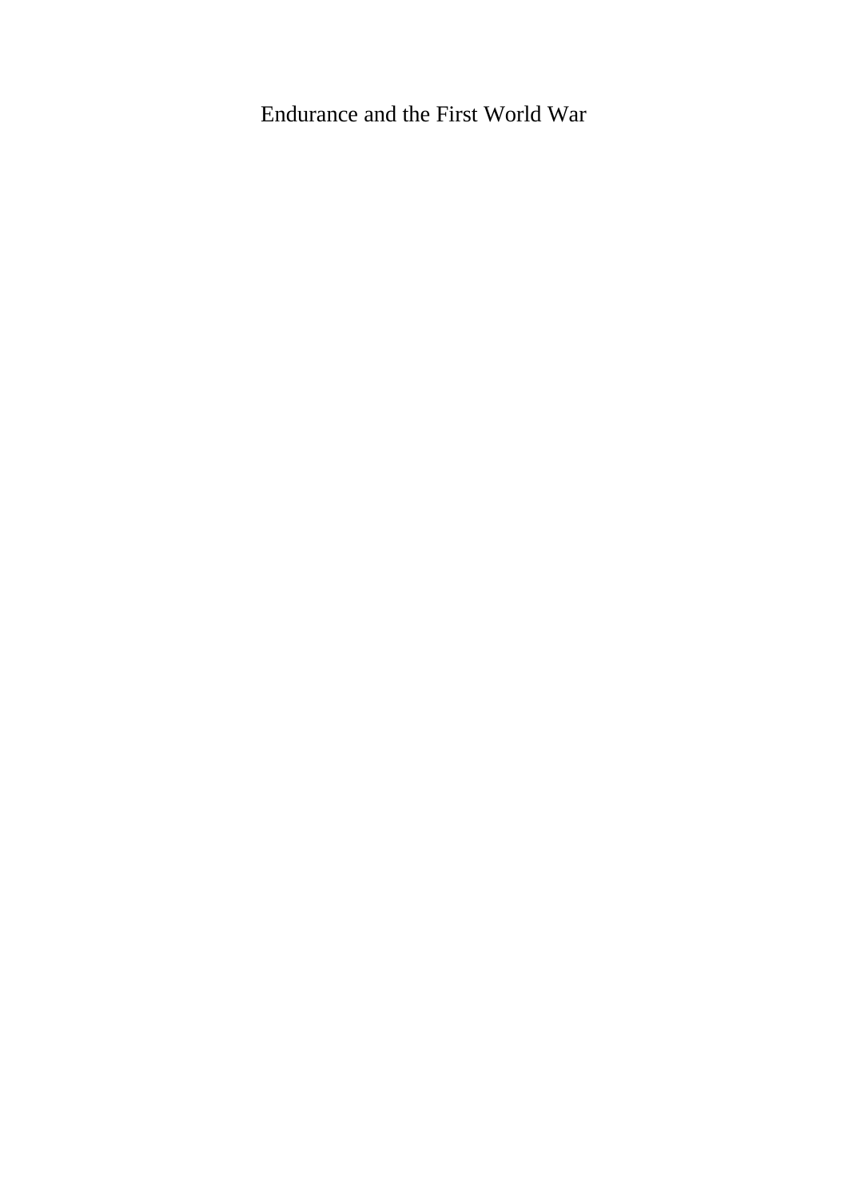Endurance and the First World War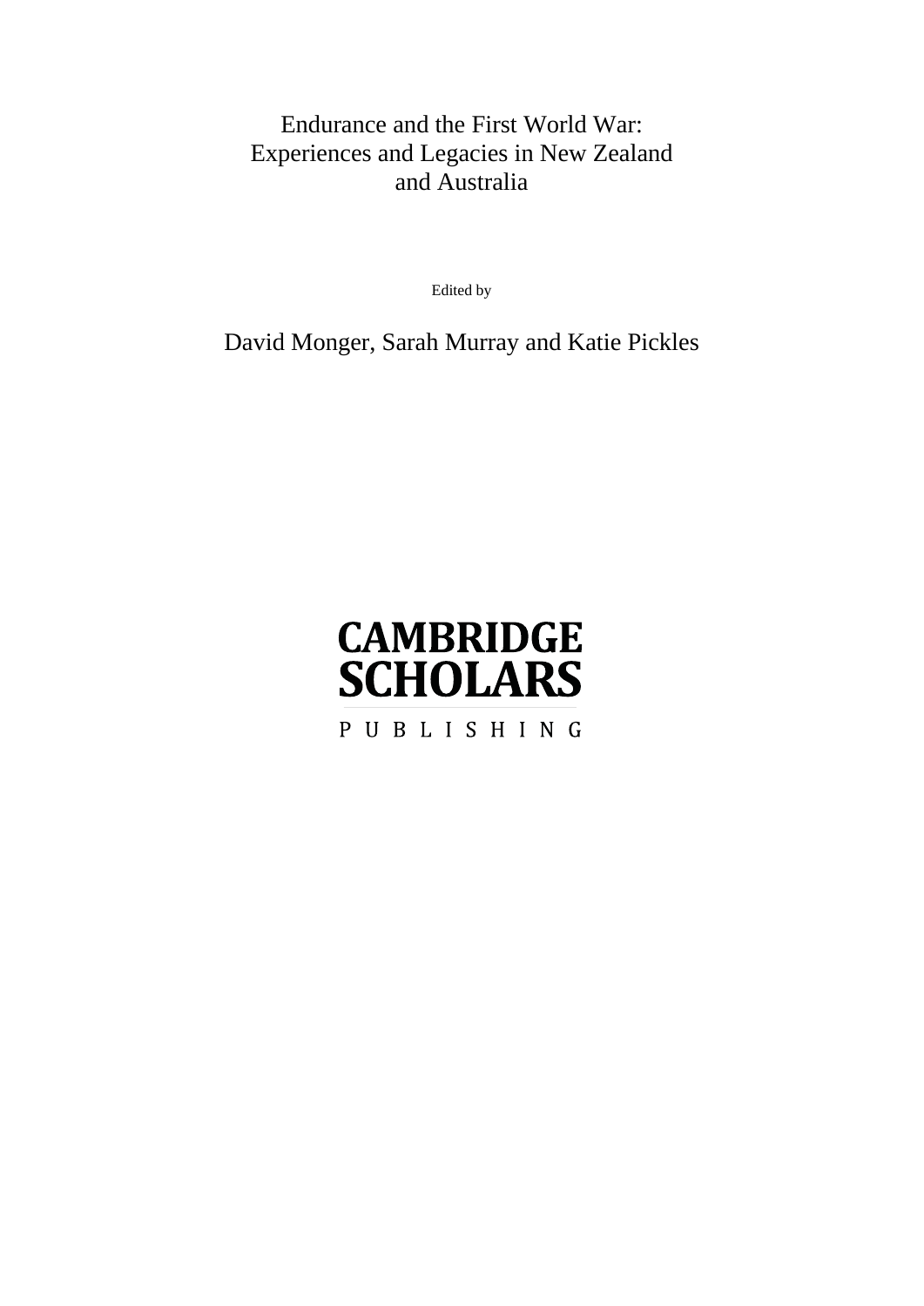# Endurance and the First World War: Experiences and Legacies in New Zealand and Australia

Edited by

David Monger, Sarah Murray and Katie Pickles

CAMBRIDGE SCHOLARS

PUBLISHING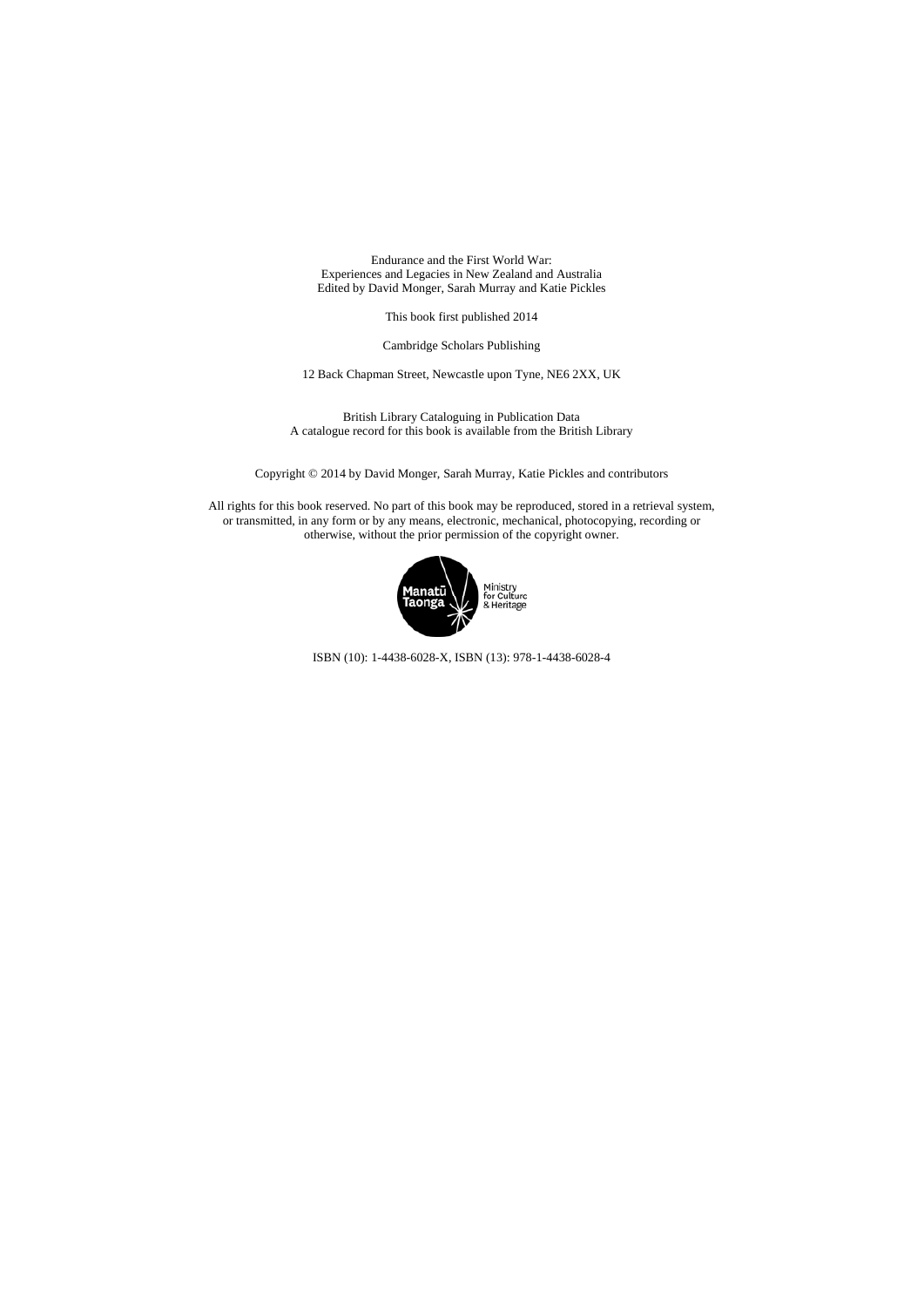Endurance and the First World War:
Experiences and Legacies in New Zealand and Australia
Edited by David Monger, Sarah Murray and Katie Pickles

This book first published 2014

Cambridge Scholars Publishing

12 Back Chapman Street, Newcastle upon Tyne, NE6 2XX, UK

British Library Cataloguing in Publication Data
A catalogue record for this book is available from the British Library

Copyright © 2014 by David Monger, Sarah Murray, Katie Pickles and contributors

All rights for this book reserved. No part of this book may be reproduced, stored in a retrieval system, or transmitted, in any form or by any means, electronic, mechanical, photocopying, recording or otherwise, without the prior permission of the copyright owner.

Manatū Taonga Ministry for Culture & Heritage

ISBN (10): 1-4438-6028-X, ISBN (13): 978-1-4438-6028-4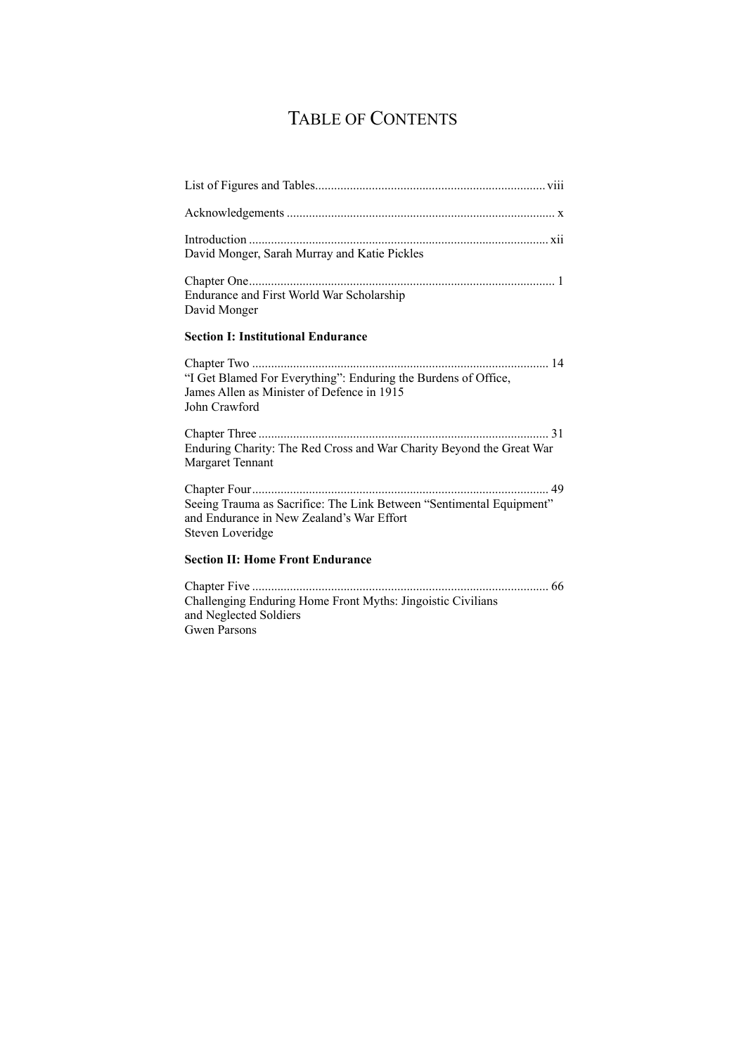# Table of Contents

List of Figures and Tables ........ viii

Acknowledgements ........ x

Introduction ........ xii
David Monger, Sarah Murray and Katie Pickles

Chapter One ........ 1
Endurance and First World War Scholarship
David Monger

**Section I: Institutional Endurance**

Chapter Two ........ 14
"I Get Blamed For Everything": Enduring the Burdens of Office, James Allen as Minister of Defence in 1915
John Crawford

Chapter Three ........ 31
Enduring Charity: The Red Cross and War Charity Beyond the Great War
Margaret Tennant

Chapter Four ........ 49
Seeing Trauma as Sacrifice: The Link Between "Sentimental Equipment" and Endurance in New Zealand's War Effort
Steven Loveridge

**Section II: Home Front Endurance**

Chapter Five ........ 66
Challenging Enduring Home Front Myths: Jingoistic Civilians and Neglected Soldiers
Gwen Parsons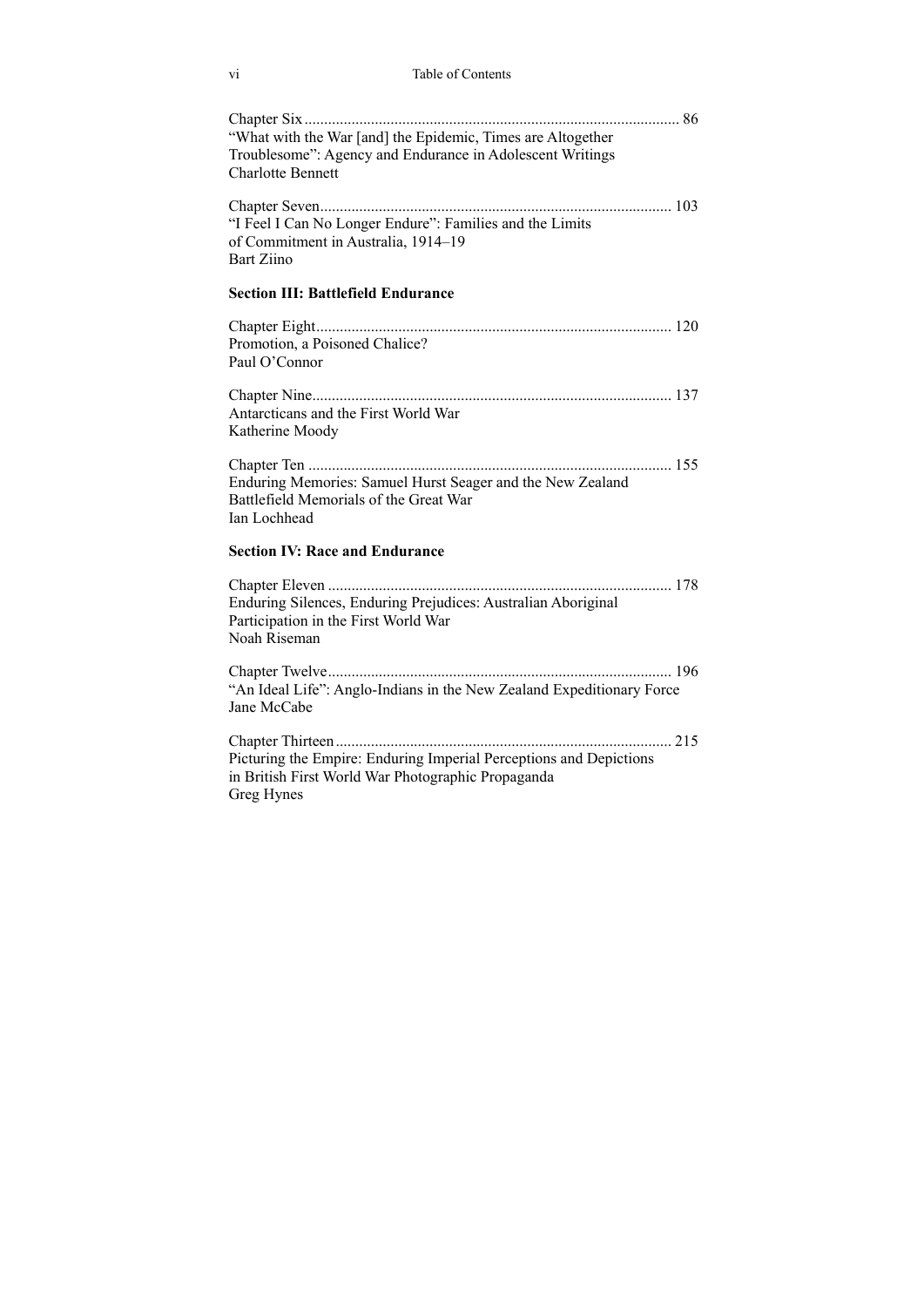Chapter Six ............................................................................................... 86
"What with the War [and] the Epidemic, Times are Altogether Troublesome": Agency and Endurance in Adolescent Writings
Charlotte Bennett

Chapter Seven........................................................................................ 103
"I Feel I Can No Longer Endure": Families and the Limits of Commitment in Australia, 1914–19
Bart Ziino

**Section III: Battlefield Endurance**

Chapter Eight.......................................................................................... 120
Promotion, a Poisoned Chalice?
Paul O'Connor

Chapter Nine........................................................................................... 137
Antarcticans and the First World War
Katherine Moody

Chapter Ten ............................................................................................ 155
Enduring Memories: Samuel Hurst Seager and the New Zealand Battlefield Memorials of the Great War
Ian Lochhead

**Section IV: Race and Endurance**

Chapter Eleven ....................................................................................... 178
Enduring Silences, Enduring Prejudices: Australian Aboriginal Participation in the First World War
Noah Riseman

Chapter Twelve....................................................................................... 196
"An Ideal Life": Anglo-Indians in the New Zealand Expeditionary Force
Jane McCabe

Chapter Thirteen..................................................................................... 215
Picturing the Empire: Enduring Imperial Perceptions and Depictions in British First World War Photographic Propaganda
Greg Hynes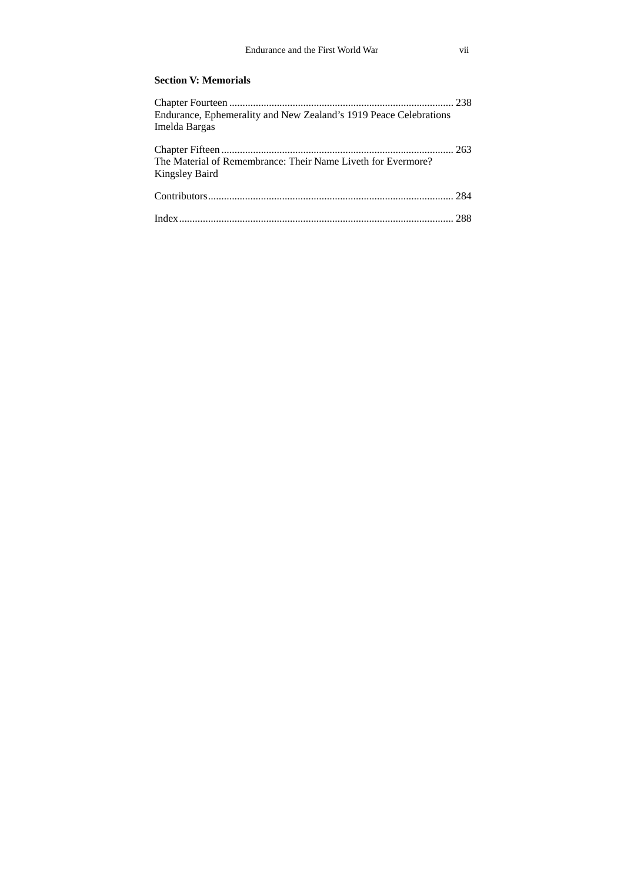**Section V: Memorials**

Chapter Fourteen ..................................................................................... 238
Endurance, Ephemerality and New Zealand's 1919 Peace Celebrations
Imelda Bargas

Chapter Fifteen ....................................................................................... 263
The Material of Remembrance: Their Name Liveth for Evermore?
Kingsley Baird

Contributors............................................................................................ 284

Index....................................................................................................... 288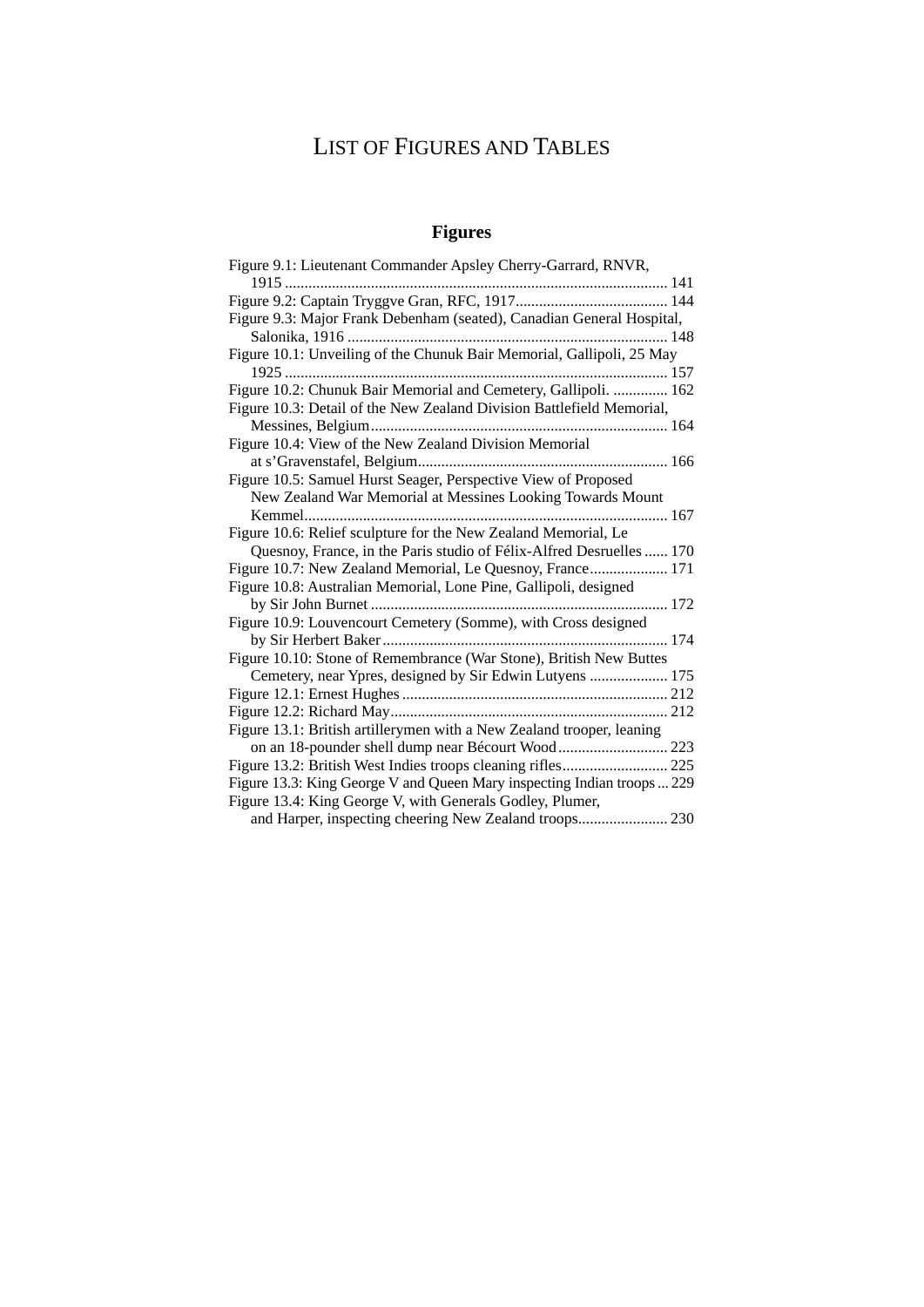# LIST OF FIGURES AND TABLES

## Figures

Figure 9.1: Lieutenant Commander Apsley Cherry-Garrard, RNVR, 1915 ... 141

Figure 9.2: Captain Tryggve Gran, RFC, 1917 ... 144

Figure 9.3: Major Frank Debenham (seated), Canadian General Hospital, Salonika, 1916 ... 148

Figure 10.1: Unveiling of the Chunuk Bair Memorial, Gallipoli, 25 May 1925 ... 157

Figure 10.2: Chunuk Bair Memorial and Cemetery, Gallipoli. ... 162

Figure 10.3: Detail of the New Zealand Division Battlefield Memorial, Messines, Belgium ... 164

Figure 10.4: View of the New Zealand Division Memorial at s'Gravenstafel, Belgium ... 166

Figure 10.5: Samuel Hurst Seager, Perspective View of Proposed New Zealand War Memorial at Messines Looking Towards Mount Kemmel ... 167

Figure 10.6: Relief sculpture for the New Zealand Memorial, Le Quesnoy, France, in the Paris studio of Félix-Alfred Desruelles ... 170

Figure 10.7: New Zealand Memorial, Le Quesnoy, France ... 171

Figure 10.8: Australian Memorial, Lone Pine, Gallipoli, designed by Sir John Burnet ... 172

Figure 10.9: Louvencourt Cemetery (Somme), with Cross designed by Sir Herbert Baker ... 174

Figure 10.10: Stone of Remembrance (War Stone), British New Buttes Cemetery, near Ypres, designed by Sir Edwin Lutyens ... 175

Figure 12.1: Ernest Hughes ... 212

Figure 12.2: Richard May ... 212

Figure 13.1: British artillerymen with a New Zealand trooper, leaning on an 18-pounder shell dump near Bécourt Wood ... 223

Figure 13.2: British West Indies troops cleaning rifles ... 225

Figure 13.3: King George V and Queen Mary inspecting Indian troops ... 229

Figure 13.4: King George V, with Generals Godley, Plumer, and Harper, inspecting cheering New Zealand troops ... 230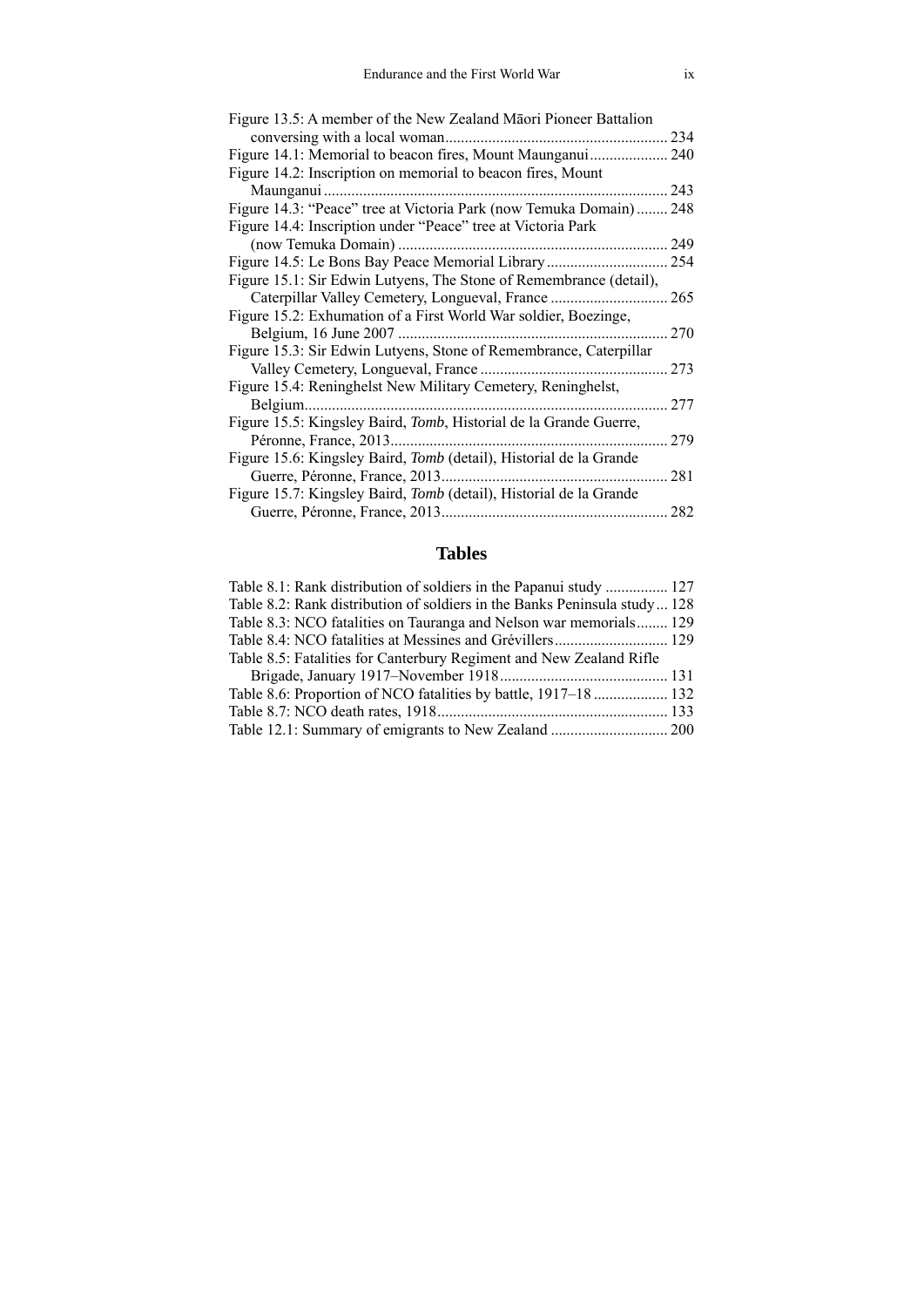Figure 13.5: A member of the New Zealand Māori Pioneer Battalion conversing with a local woman ......................................................... 234
Figure 14.1: Memorial to beacon fires, Mount Maunganui .................... 240
Figure 14.2: Inscription on memorial to beacon fires, Mount Maunganui ....................................................................................... 243
Figure 14.3: "Peace" tree at Victoria Park (now Temuka Domain) ........ 248
Figure 14.4: Inscription under "Peace" tree at Victoria Park (now Temuka Domain) .................................................................... 249
Figure 14.5: Le Bons Bay Peace Memorial Library ............................... 254
Figure 15.1: Sir Edwin Lutyens, The Stone of Remembrance (detail), Caterpillar Valley Cemetery, Longueval, France ............................. 265
Figure 15.2: Exhumation of a First World War soldier, Boezinge, Belgium, 16 June 2007 ..................................................................... 270
Figure 15.3: Sir Edwin Lutyens, Stone of Remembrance, Caterpillar Valley Cemetery, Longueval, France ................................................ 273
Figure 15.4: Reninghelst New Military Cemetery, Reninghelst, Belgium............................................................................................ 277
Figure 15.5: Kingsley Baird, *Tomb*, Historial de la Grande Guerre, Péronne, France, 2013....................................................................... 279
Figure 15.6: Kingsley Baird, *Tomb* (detail), Historial de la Grande Guerre, Péronne, France, 2013.......................................................... 281
Figure 15.7: Kingsley Baird, *Tomb* (detail), Historial de la Grande Guerre, Péronne, France, 2013.......................................................... 282

## Tables

Table 8.1: Rank distribution of soldiers in the Papanui study ................ 127
Table 8.2: Rank distribution of soldiers in the Banks Peninsula study ... 128
Table 8.3: NCO fatalities on Tauranga and Nelson war memorials ........ 129
Table 8.4: NCO fatalities at Messines and Grévillers ............................. 129
Table 8.5: Fatalities for Canterbury Regiment and New Zealand Rifle Brigade, January 1917–November 1918 ........................................... 131
Table 8.6: Proportion of NCO fatalities by battle, 1917–18 ................... 132
Table 8.7: NCO death rates, 1918........................................................... 133
Table 12.1: Summary of emigrants to New Zealand .............................. 200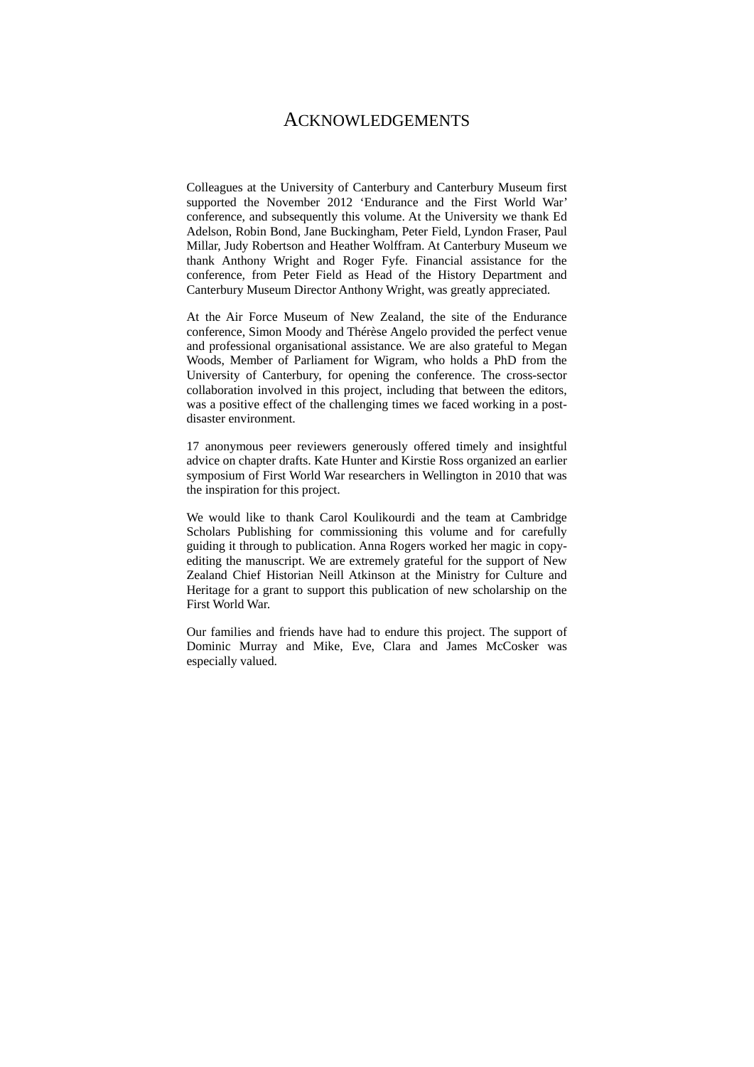# ACKNOWLEDGEMENTS

Colleagues at the University of Canterbury and Canterbury Museum first supported the November 2012 'Endurance and the First World War' conference, and subsequently this volume. At the University we thank Ed Adelson, Robin Bond, Jane Buckingham, Peter Field, Lyndon Fraser, Paul Millar, Judy Robertson and Heather Wolffram. At Canterbury Museum we thank Anthony Wright and Roger Fyfe. Financial assistance for the conference, from Peter Field as Head of the History Department and Canterbury Museum Director Anthony Wright, was greatly appreciated.

At the Air Force Museum of New Zealand, the site of the Endurance conference, Simon Moody and Thérèse Angelo provided the perfect venue and professional organisational assistance. We are also grateful to Megan Woods, Member of Parliament for Wigram, who holds a PhD from the University of Canterbury, for opening the conference. The cross-sector collaboration involved in this project, including that between the editors, was a positive effect of the challenging times we faced working in a post-disaster environment.

17 anonymous peer reviewers generously offered timely and insightful advice on chapter drafts. Kate Hunter and Kirstie Ross organized an earlier symposium of First World War researchers in Wellington in 2010 that was the inspiration for this project.

We would like to thank Carol Koulikourdi and the team at Cambridge Scholars Publishing for commissioning this volume and for carefully guiding it through to publication. Anna Rogers worked her magic in copy-editing the manuscript. We are extremely grateful for the support of New Zealand Chief Historian Neill Atkinson at the Ministry for Culture and Heritage for a grant to support this publication of new scholarship on the First World War.

Our families and friends have had to endure this project. The support of Dominic Murray and Mike, Eve, Clara and James McCosker was especially valued.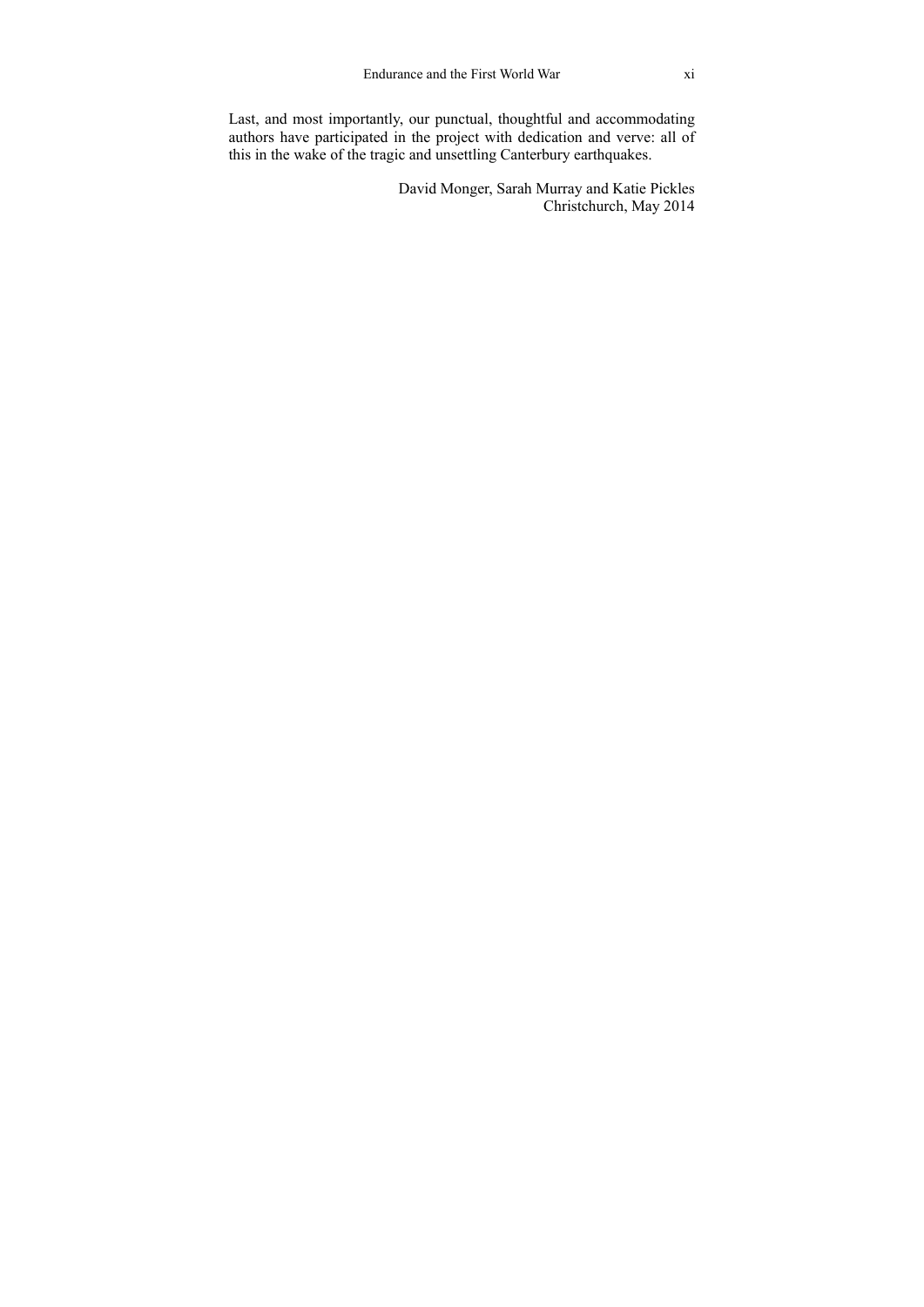Last, and most importantly, our punctual, thoughtful and accommodating authors have participated in the project with dedication and verve: all of this in the wake of the tragic and unsettling Canterbury earthquakes.

David Monger, Sarah Murray and Katie Pickles  
Christchurch, May 2014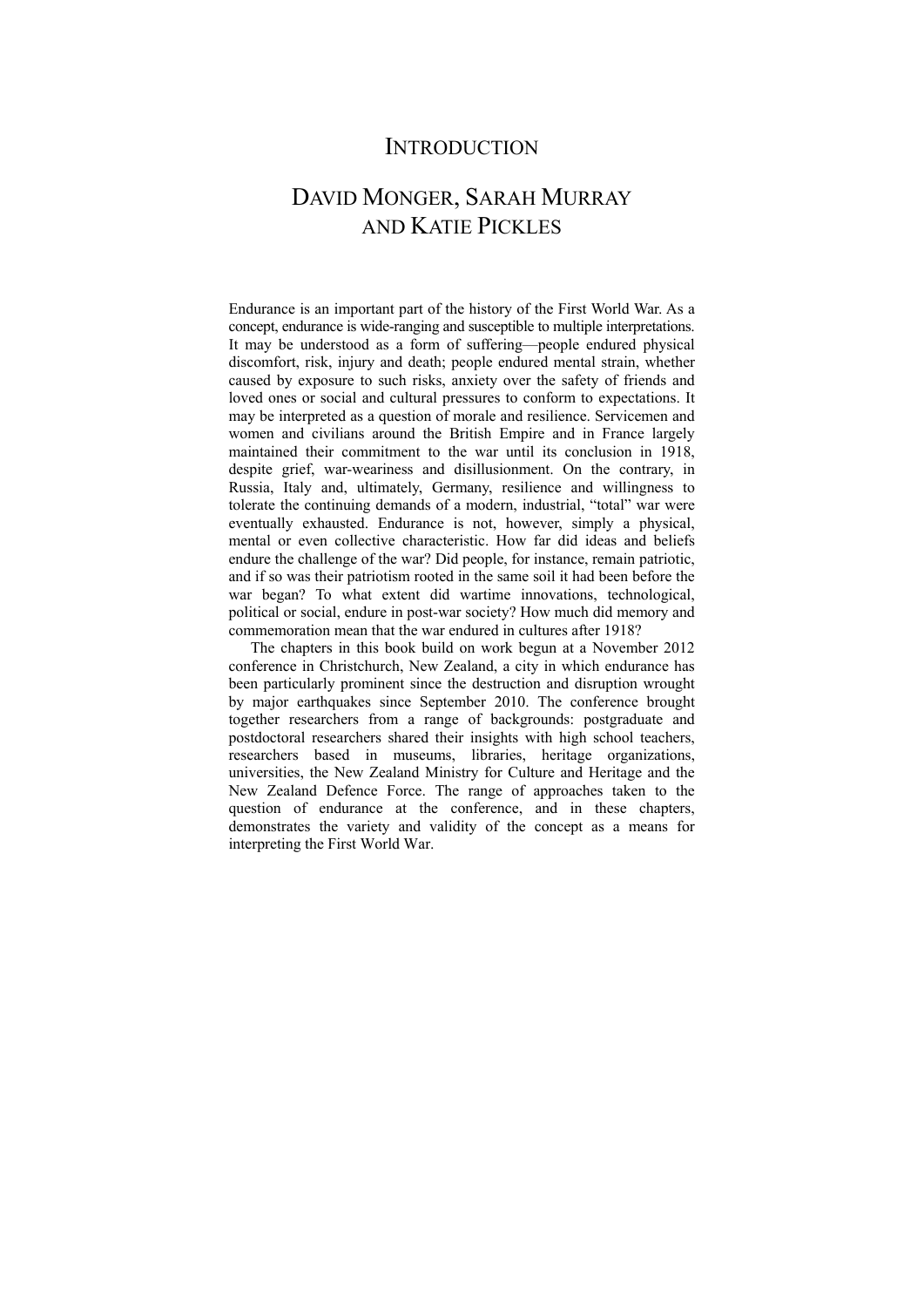# Introduction

## David Monger, Sarah Murray and Katie Pickles

Endurance is an important part of the history of the First World War. As a concept, endurance is wide-ranging and susceptible to multiple interpretations. It may be understood as a form of suffering—people endured physical discomfort, risk, injury and death; people endured mental strain, whether caused by exposure to such risks, anxiety over the safety of friends and loved ones or social and cultural pressures to conform to expectations. It may be interpreted as a question of morale and resilience. Servicemen and women and civilians around the British Empire and in France largely maintained their commitment to the war until its conclusion in 1918, despite grief, war-weariness and disillusionment. On the contrary, in Russia, Italy and, ultimately, Germany, resilience and willingness to tolerate the continuing demands of a modern, industrial, "total" war were eventually exhausted. Endurance is not, however, simply a physical, mental or even collective characteristic. How far did ideas and beliefs endure the challenge of the war? Did people, for instance, remain patriotic, and if so was their patriotism rooted in the same soil it had been before the war began? To what extent did wartime innovations, technological, political or social, endure in post-war society? How much did memory and commemoration mean that the war endured in cultures after 1918?

The chapters in this book build on work begun at a November 2012 conference in Christchurch, New Zealand, a city in which endurance has been particularly prominent since the destruction and disruption wrought by major earthquakes since September 2010. The conference brought together researchers from a range of backgrounds: postgraduate and postdoctoral researchers shared their insights with high school teachers, researchers based in museums, libraries, heritage organizations, universities, the New Zealand Ministry for Culture and Heritage and the New Zealand Defence Force. The range of approaches taken to the question of endurance at the conference, and in these chapters, demonstrates the variety and validity of the concept as a means for interpreting the First World War.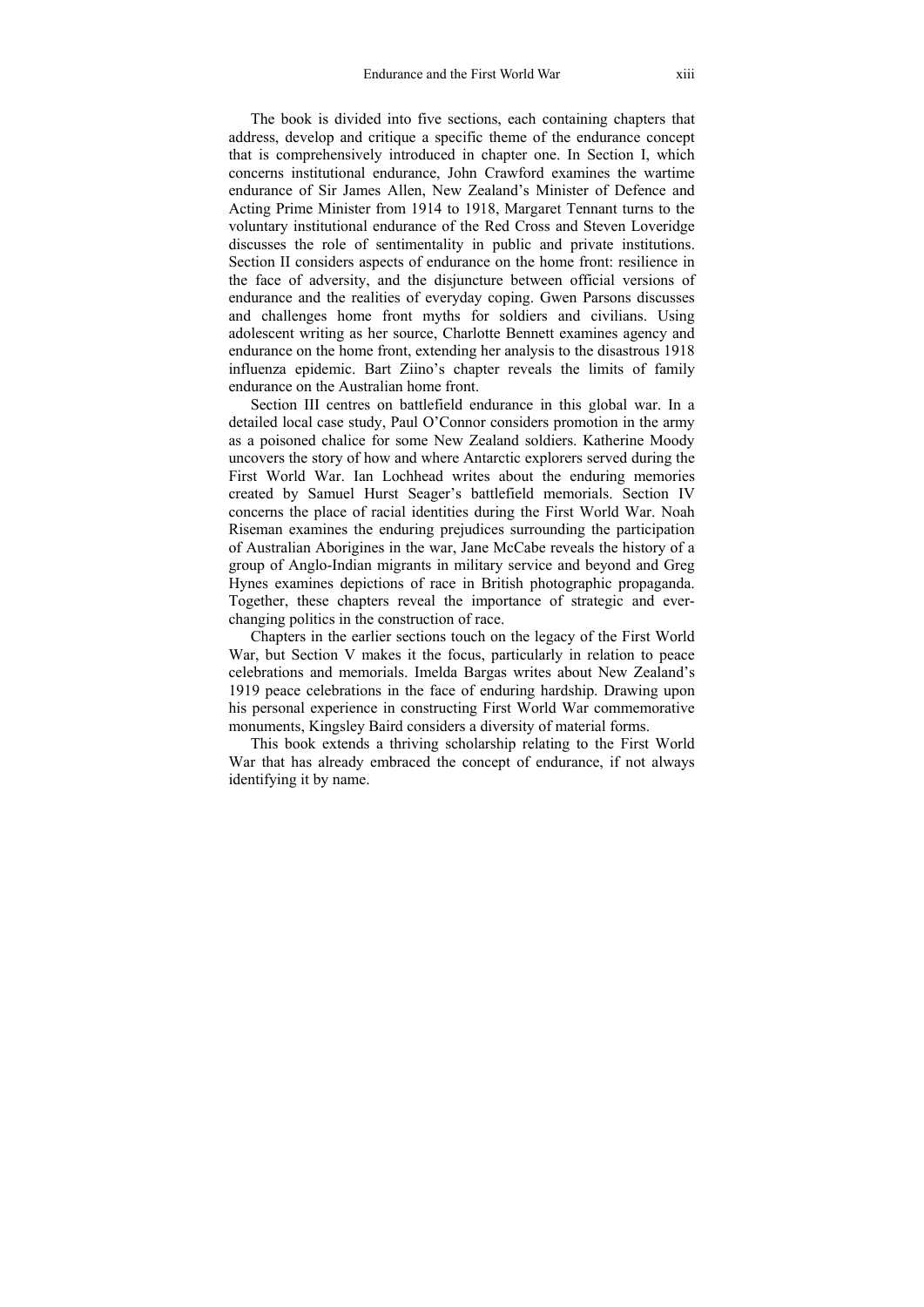The book is divided into five sections, each containing chapters that address, develop and critique a specific theme of the endurance concept that is comprehensively introduced in chapter one. In Section I, which concerns institutional endurance, John Crawford examines the wartime endurance of Sir James Allen, New Zealand's Minister of Defence and Acting Prime Minister from 1914 to 1918, Margaret Tennant turns to the voluntary institutional endurance of the Red Cross and Steven Loveridge discusses the role of sentimentality in public and private institutions. Section II considers aspects of endurance on the home front: resilience in the face of adversity, and the disjuncture between official versions of endurance and the realities of everyday coping. Gwen Parsons discusses and challenges home front myths for soldiers and civilians. Using adolescent writing as her source, Charlotte Bennett examines agency and endurance on the home front, extending her analysis to the disastrous 1918 influenza epidemic. Bart Ziino's chapter reveals the limits of family endurance on the Australian home front.

Section III centres on battlefield endurance in this global war. In a detailed local case study, Paul O'Connor considers promotion in the army as a poisoned chalice for some New Zealand soldiers. Katherine Moody uncovers the story of how and where Antarctic explorers served during the First World War. Ian Lochhead writes about the enduring memories created by Samuel Hurst Seager's battlefield memorials. Section IV concerns the place of racial identities during the First World War. Noah Riseman examines the enduring prejudices surrounding the participation of Australian Aborigines in the war, Jane McCabe reveals the history of a group of Anglo-Indian migrants in military service and beyond and Greg Hynes examines depictions of race in British photographic propaganda. Together, these chapters reveal the importance of strategic and ever-changing politics in the construction of race.

Chapters in the earlier sections touch on the legacy of the First World War, but Section V makes it the focus, particularly in relation to peace celebrations and memorials. Imelda Bargas writes about New Zealand's 1919 peace celebrations in the face of enduring hardship. Drawing upon his personal experience in constructing First World War commemorative monuments, Kingsley Baird considers a diversity of material forms.

This book extends a thriving scholarship relating to the First World War that has already embraced the concept of endurance, if not always identifying it by name.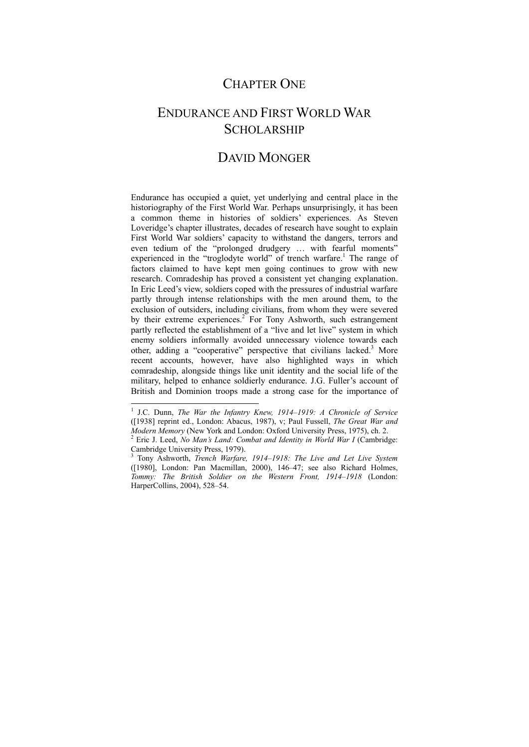# CHAPTER ONE

# ENDURANCE AND FIRST WORLD WAR SCHOLARSHIP

## DAVID MONGER

Endurance has occupied a quiet, yet underlying and central place in the historiography of the First World War. Perhaps unsurprisingly, it has been a common theme in histories of soldiers' experiences. As Steven Loveridge's chapter illustrates, decades of research have sought to explain First World War soldiers' capacity to withstand the dangers, terrors and even tedium of the "prolonged drudgery … with fearful moments" experienced in the "troglodyte world" of trench warfare.[1] The range of factors claimed to have kept men going continues to grow with new research. Comradeship has proved a consistent yet changing explanation. In Eric Leed's view, soldiers coped with the pressures of industrial warfare partly through intense relationships with the men around them, to the exclusion of outsiders, including civilians, from whom they were severed by their extreme experiences.[2] For Tony Ashworth, such estrangement partly reflected the establishment of a "live and let live" system in which enemy soldiers informally avoided unnecessary violence towards each other, adding a "cooperative" perspective that civilians lacked.[3] More recent accounts, however, have also highlighted ways in which comradeship, alongside things like unit identity and the social life of the military, helped to enhance soldierly endurance. J.G. Fuller's account of British and Dominion troops made a strong case for the importance of

---

[1] J.C. Dunn, *The War the Infantry Knew, 1914–1919: A Chronicle of Service* ([1938] reprint ed., London: Abacus, 1987), v; Paul Fussell, *The Great War and Modern Memory* (New York and London: Oxford University Press, 1975), ch. 2.

[2] Eric J. Leed, *No Man's Land: Combat and Identity in World War I* (Cambridge: Cambridge University Press, 1979).

[3] Tony Ashworth, *Trench Warfare, 1914–1918: The Live and Let Live System* ([1980], London: Pan Macmillan, 2000), 146–47; see also Richard Holmes, *Tommy: The British Soldier on the Western Front, 1914–1918* (London: HarperCollins, 2004), 528–54.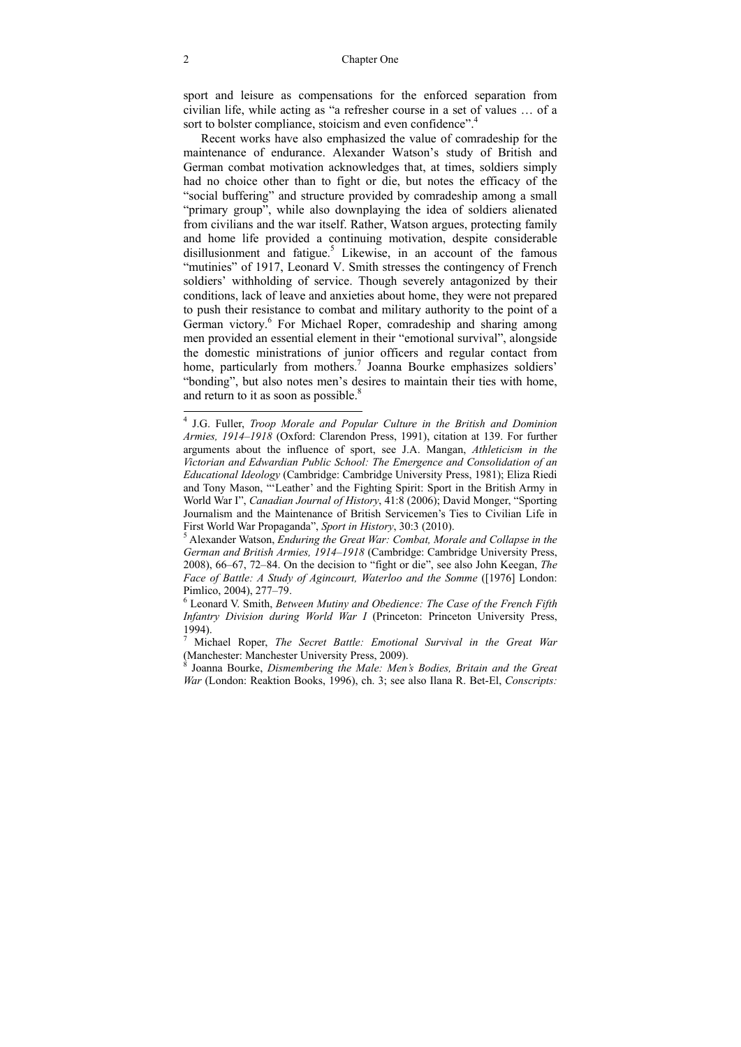sport and leisure as compensations for the enforced separation from civilian life, while acting as "a refresher course in a set of values … of a sort to bolster compliance, stoicism and even confidence".[4]

Recent works have also emphasized the value of comradeship for the maintenance of endurance. Alexander Watson's study of British and German combat motivation acknowledges that, at times, soldiers simply had no choice other than to fight or die, but notes the efficacy of the "social buffering" and structure provided by comradeship among a small "primary group", while also downplaying the idea of soldiers alienated from civilians and the war itself. Rather, Watson argues, protecting family and home life provided a continuing motivation, despite considerable disillusionment and fatigue.[5] Likewise, in an account of the famous "mutinies" of 1917, Leonard V. Smith stresses the contingency of French soldiers' withholding of service. Though severely antagonized by their conditions, lack of leave and anxieties about home, they were not prepared to push their resistance to combat and military authority to the point of a German victory.[6] For Michael Roper, comradeship and sharing among men provided an essential element in their "emotional survival", alongside the domestic ministrations of junior officers and regular contact from home, particularly from mothers.[7] Joanna Bourke emphasizes soldiers' "bonding", but also notes men's desires to maintain their ties with home, and return to it as soon as possible.[8]

---

[4] J.G. Fuller, *Troop Morale and Popular Culture in the British and Dominion Armies, 1914–1918* (Oxford: Clarendon Press, 1991), citation at 139. For further arguments about the influence of sport, see J.A. Mangan, *Athleticism in the Victorian and Edwardian Public School: The Emergence and Consolidation of an Educational Ideology* (Cambridge: Cambridge University Press, 1981); Eliza Riedi and Tony Mason, "'Leather' and the Fighting Spirit: Sport in the British Army in World War I", *Canadian Journal of History*, 41:8 (2006); David Monger, "Sporting Journalism and the Maintenance of British Servicemen's Ties to Civilian Life in First World War Propaganda", *Sport in History*, 30:3 (2010).

[5] Alexander Watson, *Enduring the Great War: Combat, Morale and Collapse in the German and British Armies, 1914–1918* (Cambridge: Cambridge University Press, 2008), 66–67, 72–84. On the decision to "fight or die", see also John Keegan, *The Face of Battle: A Study of Agincourt, Waterloo and the Somme* ([1976] London: Pimlico, 2004), 277–79.

[6] Leonard V. Smith, *Between Mutiny and Obedience: The Case of the French Fifth Infantry Division during World War I* (Princeton: Princeton University Press, 1994).

[7] Michael Roper, *The Secret Battle: Emotional Survival in the Great War* (Manchester: Manchester University Press, 2009).

[8] Joanna Bourke, *Dismembering the Male: Men's Bodies, Britain and the Great War* (London: Reaktion Books, 1996), ch. 3; see also Ilana R. Bet-El, *Conscripts:*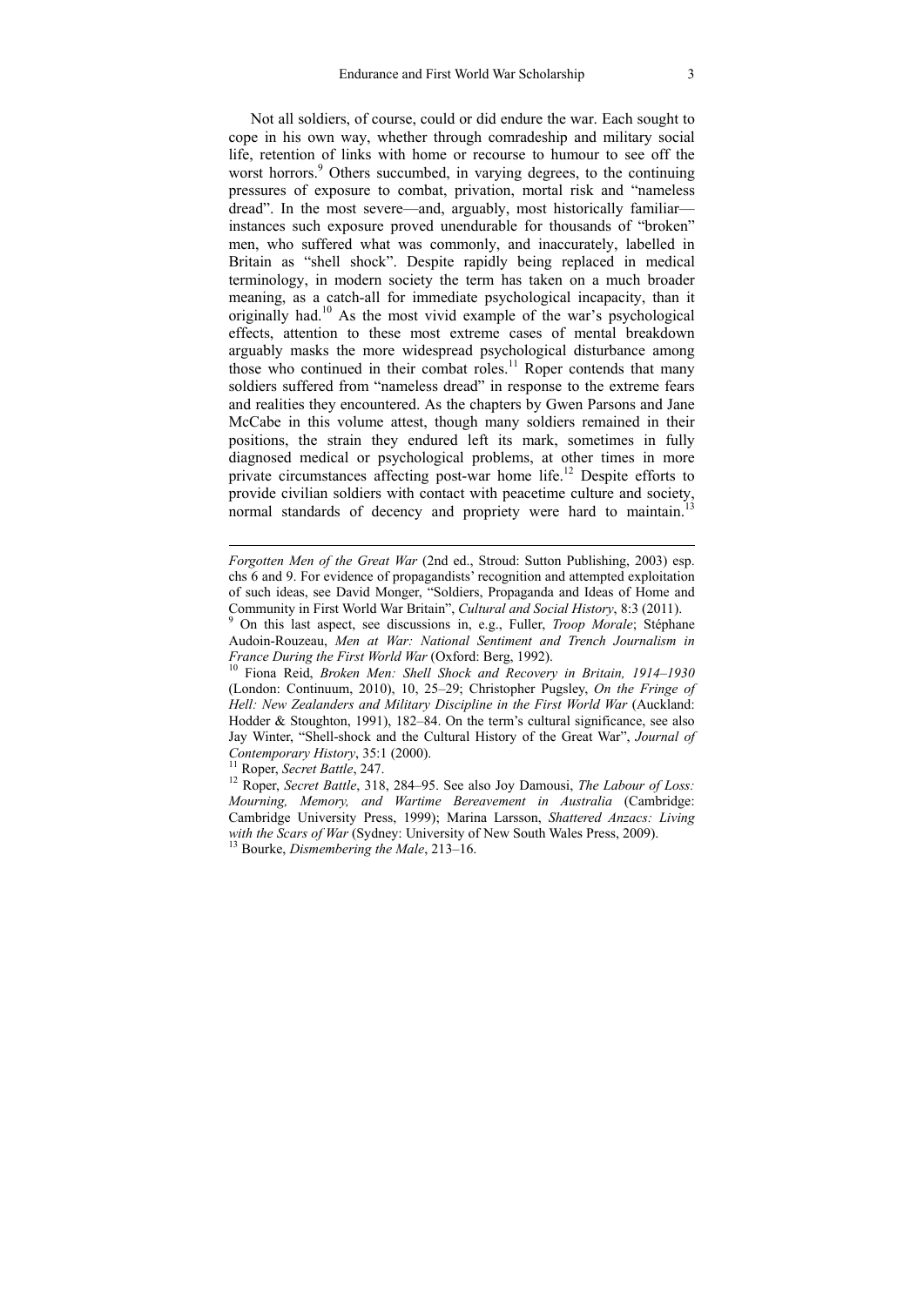Not all soldiers, of course, could or did endure the war. Each sought to cope in his own way, whether through comradeship and military social life, retention of links with home or recourse to humour to see off the worst horrors.[9] Others succumbed, in varying degrees, to the continuing pressures of exposure to combat, privation, mortal risk and "nameless dread". In the most severe—and, arguably, most historically familiar—instances such exposure proved unendurable for thousands of "broken" men, who suffered what was commonly, and inaccurately, labelled in Britain as "shell shock". Despite rapidly being replaced in medical terminology, in modern society the term has taken on a much broader meaning, as a catch-all for immediate psychological incapacity, than it originally had.[10] As the most vivid example of the war's psychological effects, attention to these most extreme cases of mental breakdown arguably masks the more widespread psychological disturbance among those who continued in their combat roles.[11] Roper contends that many soldiers suffered from "nameless dread" in response to the extreme fears and realities they encountered. As the chapters by Gwen Parsons and Jane McCabe in this volume attest, though many soldiers remained in their positions, the strain they endured left its mark, sometimes in fully diagnosed medical or psychological problems, at other times in more private circumstances affecting post-war home life.[12] Despite efforts to provide civilian soldiers with contact with peacetime culture and society, normal standards of decency and propriety were hard to maintain.[13]

---

*Forgotten Men of the Great War* (2nd ed., Stroud: Sutton Publishing, 2003) esp. chs 6 and 9. For evidence of propagandists' recognition and attempted exploitation of such ideas, see David Monger, "Soldiers, Propaganda and Ideas of Home and Community in First World War Britain", *Cultural and Social History*, 8:3 (2011).

[9] On this last aspect, see discussions in, e.g., Fuller, *Troop Morale*; Stéphane Audoin-Rouzeau, *Men at War: National Sentiment and Trench Journalism in France During the First World War* (Oxford: Berg, 1992).

[10] Fiona Reid, *Broken Men: Shell Shock and Recovery in Britain, 1914–1930* (London: Continuum, 2010), 10, 25–29; Christopher Pugsley, *On the Fringe of Hell: New Zealanders and Military Discipline in the First World War* (Auckland: Hodder & Stoughton, 1991), 182–84. On the term's cultural significance, see also Jay Winter, "Shell-shock and the Cultural History of the Great War", *Journal of Contemporary History*, 35:1 (2000).

[11] Roper, *Secret Battle*, 247.

[12] Roper, *Secret Battle*, 318, 284–95. See also Joy Damousi, *The Labour of Loss: Mourning, Memory, and Wartime Bereavement in Australia* (Cambridge: Cambridge University Press, 1999); Marina Larsson, *Shattered Anzacs: Living with the Scars of War* (Sydney: University of New South Wales Press, 2009).

[13] Bourke, *Dismembering the Male*, 213–16.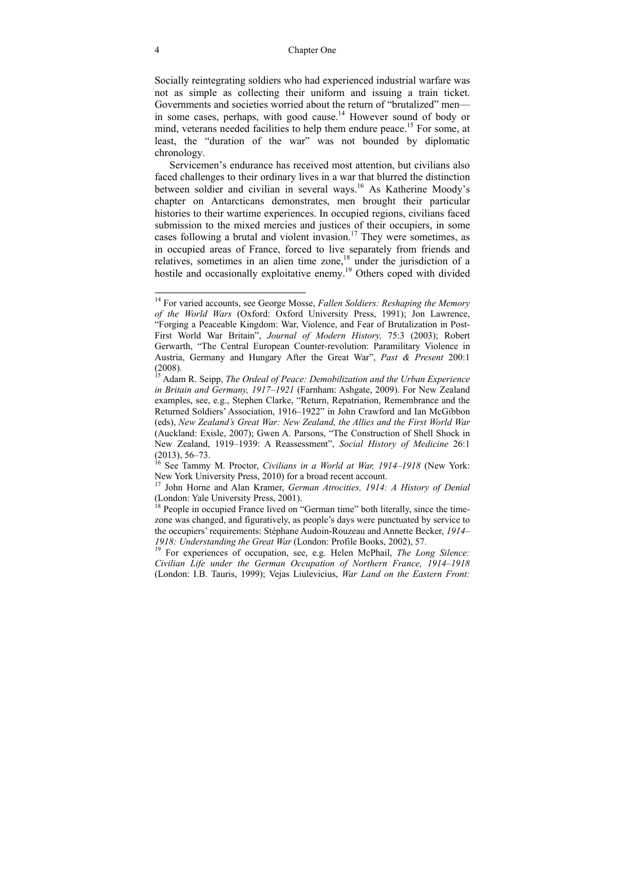Socially reintegrating soldiers who had experienced industrial warfare was not as simple as collecting their uniform and issuing a train ticket. Governments and societies worried about the return of "brutalized" men—in some cases, perhaps, with good cause.[14] However sound of body or mind, veterans needed facilities to help them endure peace.[15] For some, at least, the "duration of the war" was not bounded by diplomatic chronology.

Servicemen's endurance has received most attention, but civilians also faced challenges to their ordinary lives in a war that blurred the distinction between soldier and civilian in several ways.[16] As Katherine Moody's chapter on Antarcticans demonstrates, men brought their particular histories to their wartime experiences. In occupied regions, civilians faced submission to the mixed mercies and justices of their occupiers, in some cases following a brutal and violent invasion.[17] They were sometimes, as in occupied areas of France, forced to live separately from friends and relatives, sometimes in an alien time zone,[18] under the jurisdiction of a hostile and occasionally exploitative enemy.[19] Others coped with divided

---

[14] For varied accounts, see George Mosse, *Fallen Soldiers: Reshaping the Memory of the World Wars* (Oxford: Oxford University Press, 1991); Jon Lawrence, "Forging a Peaceable Kingdom: War, Violence, and Fear of Brutalization in Post-First World War Britain", *Journal of Modern History,* 75:3 (2003); Robert Gerwarth, "The Central European Counter-revolution: Paramilitary Violence in Austria, Germany and Hungary After the Great War", *Past & Present* 200:1 (2008).

[15] Adam R. Seipp, *The Ordeal of Peace: Demobilization and the Urban Experience in Britain and Germany, 1917–1921* (Farnham: Ashgate, 2009). For New Zealand examples, see, e.g., Stephen Clarke, "Return, Repatriation, Remembrance and the Returned Soldiers' Association, 1916–1922" in John Crawford and Ian McGibbon (eds), *New Zealand's Great War: New Zealand, the Allies and the First World War* (Auckland: Exisle, 2007); Gwen A. Parsons, "The Construction of Shell Shock in New Zealand, 1919–1939: A Reassessment", *Social History of Medicine* 26:1 (2013), 56–73.

[16] See Tammy M. Proctor, *Civilians in a World at War, 1914–1918* (New York: New York University Press, 2010) for a broad recent account.

[17] John Horne and Alan Kramer, *German Atrocities, 1914: A History of Denial* (London: Yale University Press, 2001).

[18] People in occupied France lived on "German time" both literally, since the time-zone was changed, and figuratively, as people's days were punctuated by service to the occupiers' requirements: Stéphane Audoin-Rouzeau and Annette Becker, *1914–1918: Understanding the Great War* (London: Profile Books, 2002), 57.

[19] For experiences of occupation, see, e.g. Helen McPhail, *The Long Silence: Civilian Life under the German Occupation of Northern France, 1914–1918* (London: I.B. Tauris, 1999); Vejas Liulevicius, *War Land on the Eastern Front:*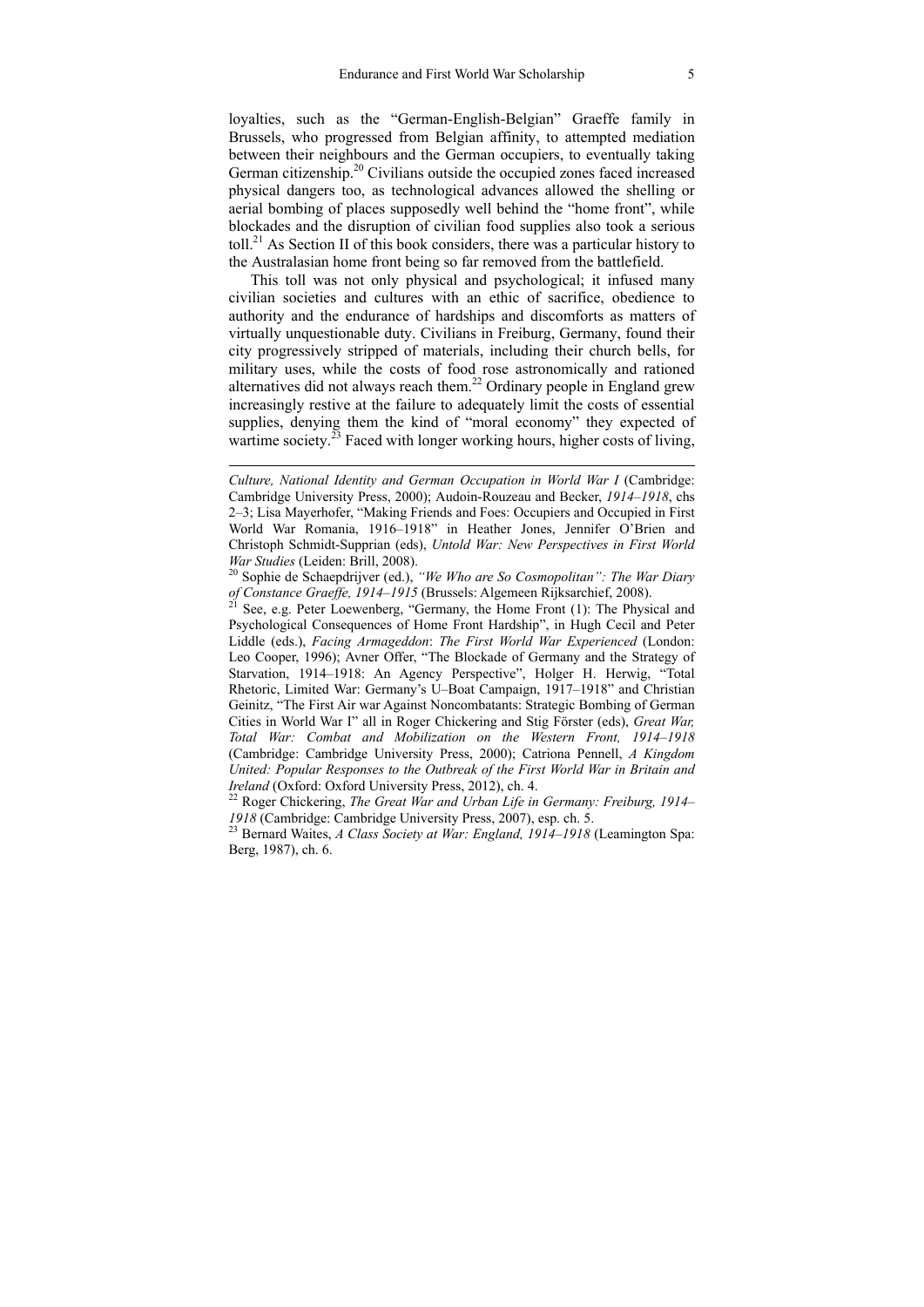loyalties, such as the "German-English-Belgian" Graeffe family in Brussels, who progressed from Belgian affinity, to attempted mediation between their neighbours and the German occupiers, to eventually taking German citizenship.[20] Civilians outside the occupied zones faced increased physical dangers too, as technological advances allowed the shelling or aerial bombing of places supposedly well behind the "home front", while blockades and the disruption of civilian food supplies also took a serious toll.[21] As Section II of this book considers, there was a particular history to the Australasian home front being so far removed from the battlefield.

This toll was not only physical and psychological; it infused many civilian societies and cultures with an ethic of sacrifice, obedience to authority and the endurance of hardships and discomforts as matters of virtually unquestionable duty. Civilians in Freiburg, Germany, found their city progressively stripped of materials, including their church bells, for military uses, while the costs of food rose astronomically and rationed alternatives did not always reach them.[22] Ordinary people in England grew increasingly restive at the failure to adequately limit the costs of essential supplies, denying them the kind of "moral economy" they expected of wartime society.[23] Faced with longer working hours, higher costs of living,

---

*Culture, National Identity and German Occupation in World War I* (Cambridge: Cambridge University Press, 2000); Audoin-Rouzeau and Becker, *1914–1918*, chs 2–3; Lisa Mayerhofer, "Making Friends and Foes: Occupiers and Occupied in First World War Romania, 1916–1918" in Heather Jones, Jennifer O'Brien and Christoph Schmidt-Supprian (eds), *Untold War: New Perspectives in First World War Studies* (Leiden: Brill, 2008).

[20] Sophie de Schaepdrijver (ed.), *"We Who are So Cosmopolitan": The War Diary of Constance Graeffe, 1914–1915* (Brussels: Algemeen Rijksarchief, 2008).

[21] See, e.g. Peter Loewenberg, "Germany, the Home Front (1): The Physical and Psychological Consequences of Home Front Hardship", in Hugh Cecil and Peter Liddle (eds.), *Facing Armageddon*: *The First World War Experienced* (London: Leo Cooper, 1996); Avner Offer, "The Blockade of Germany and the Strategy of Starvation, 1914–1918: An Agency Perspective", Holger H. Herwig, "Total Rhetoric, Limited War: Germany's U–Boat Campaign, 1917–1918" and Christian Geinitz, "The First Air war Against Noncombatants: Strategic Bombing of German Cities in World War I" all in Roger Chickering and Stig Förster (eds), *Great War, Total War: Combat and Mobilization on the Western Front, 1914–1918* (Cambridge: Cambridge University Press, 2000); Catriona Pennell, *A Kingdom United: Popular Responses to the Outbreak of the First World War in Britain and Ireland* (Oxford: Oxford University Press, 2012), ch. 4.

[22] Roger Chickering, *The Great War and Urban Life in Germany: Freiburg, 1914–1918* (Cambridge: Cambridge University Press, 2007), esp. ch. 5.

[23] Bernard Waites, *A Class Society at War: England, 1914–1918* (Leamington Spa: Berg, 1987), ch. 6.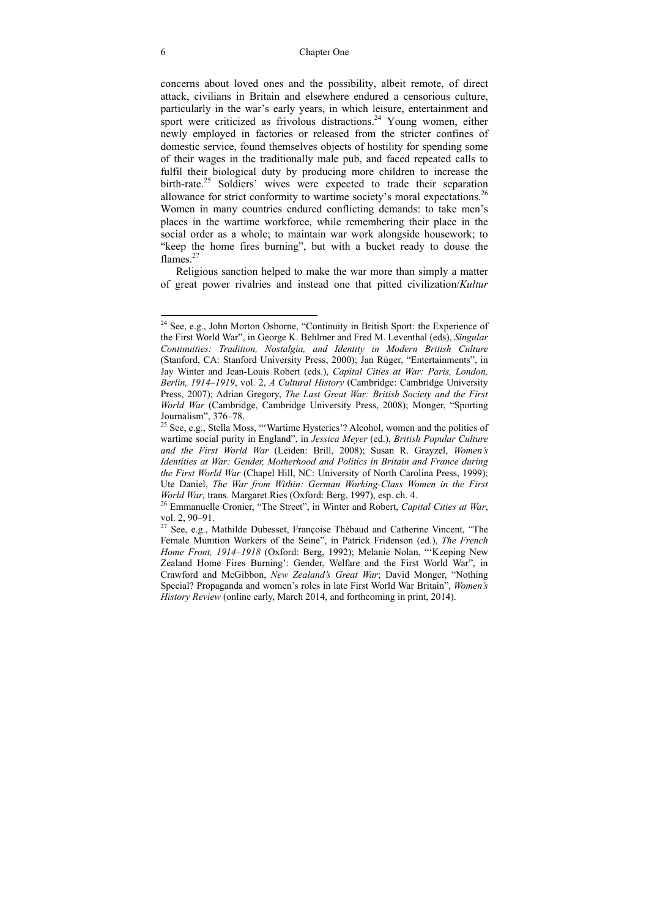concerns about loved ones and the possibility, albeit remote, of direct attack, civilians in Britain and elsewhere endured a censorious culture, particularly in the war's early years, in which leisure, entertainment and sport were criticized as frivolous distractions.[24] Young women, either newly employed in factories or released from the stricter confines of domestic service, found themselves objects of hostility for spending some of their wages in the traditionally male pub, and faced repeated calls to fulfil their biological duty by producing more children to increase the birth-rate.[25] Soldiers' wives were expected to trade their separation allowance for strict conformity to wartime society's moral expectations.[26] Women in many countries endured conflicting demands: to take men's places in the wartime workforce, while remembering their place in the social order as a whole; to maintain war work alongside housework; to "keep the home fires burning", but with a bucket ready to douse the flames.[27]

Religious sanction helped to make the war more than simply a matter of great power rivalries and instead one that pitted civilization/*Kultur*

---

[24] See, e.g., John Morton Osborne, "Continuity in British Sport: the Experience of the First World War", in George K. Behlmer and Fred M. Leventhal (eds), *Singular Continuities: Tradition, Nostalgia, and Identity in Modern British Culture* (Stanford, CA: Stanford University Press, 2000); Jan Rüger, "Entertainments", in Jay Winter and Jean-Louis Robert (eds.), *Capital Cities at War: Paris, London, Berlin, 1914–1919*, vol. 2, *A Cultural History* (Cambridge: Cambridge University Press, 2007); Adrian Gregory, *The Last Great War: British Society and the First World War* (Cambridge, Cambridge University Press, 2008); Monger, "Sporting Journalism", 376–78.

[25] See, e.g., Stella Moss, "'Wartime Hysterics'? Alcohol, women and the politics of wartime social purity in England", in *Jessica Meyer* (ed.), *British Popular Culture and the First World War* (Leiden: Brill, 2008); Susan R. Grayzel, *Women's Identities at War: Gender, Motherhood and Politics in Britain and France during the First World War* (Chapel Hill, NC: University of North Carolina Press, 1999); Ute Daniel, *The War from Within: German Working-Class Women in the First World War*, trans. Margaret Ries (Oxford: Berg, 1997), esp. ch. 4.

[26] Emmanuelle Cronier, "The Street", in Winter and Robert, *Capital Cities at War*, vol. 2, 90–91.

[27] See, e.g., Mathilde Dubesset, Françoise Thébaud and Catherine Vincent, "The Female Munition Workers of the Seine", in Patrick Fridenson (ed.), *The French Home Front, 1914–1918* (Oxford: Berg, 1992); Melanie Nolan, "'Keeping New Zealand Home Fires Burning': Gender, Welfare and the First World War", in Crawford and McGibbon, *New Zealand's Great War*; David Monger, "Nothing Special? Propaganda and women's roles in late First World War Britain", *Women's History Review* (online early, March 2014, and forthcoming in print, 2014).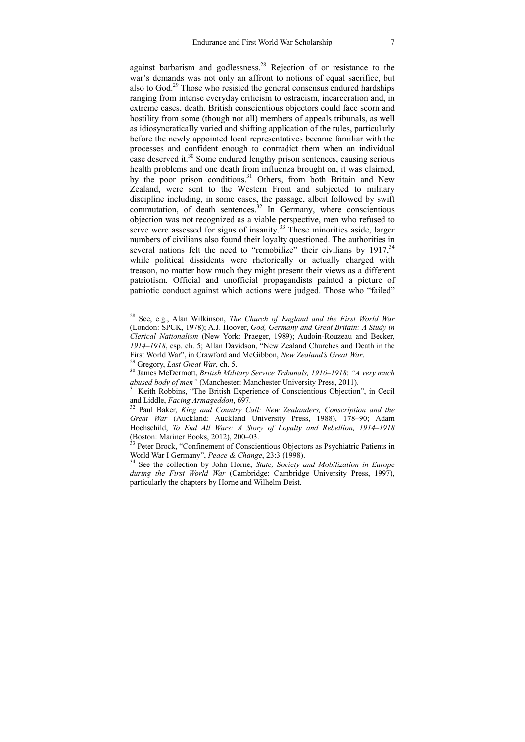against barbarism and godlessness.[28] Rejection of or resistance to the war's demands was not only an affront to notions of equal sacrifice, but also to God.[29] Those who resisted the general consensus endured hardships ranging from intense everyday criticism to ostracism, incarceration and, in extreme cases, death. British conscientious objectors could face scorn and hostility from some (though not all) members of appeals tribunals, as well as idiosyncratically varied and shifting application of the rules, particularly before the newly appointed local representatives became familiar with the processes and confident enough to contradict them when an individual case deserved it.[30] Some endured lengthy prison sentences, causing serious health problems and one death from influenza brought on, it was claimed, by the poor prison conditions.[31] Others, from both Britain and New Zealand, were sent to the Western Front and subjected to military discipline including, in some cases, the passage, albeit followed by swift commutation, of death sentences.[32] In Germany, where conscientious objection was not recognized as a viable perspective, men who refused to serve were assessed for signs of insanity.[33] These minorities aside, larger numbers of civilians also found their loyalty questioned. The authorities in several nations felt the need to "remobilize" their civilians by 1917,[34] while political dissidents were rhetorically or actually charged with treason, no matter how much they might present their views as a different patriotism. Official and unofficial propagandists painted a picture of patriotic conduct against which actions were judged. Those who "failed"

---

[28] See, e.g., Alan Wilkinson, *The Church of England and the First World War* (London: SPCK, 1978); A.J. Hoover, *God, Germany and Great Britain: A Study in Clerical Nationalism* (New York: Praeger, 1989); Audoin-Rouzeau and Becker, *1914–1918*, esp. ch. 5; Allan Davidson, "New Zealand Churches and Death in the First World War", in Crawford and McGibbon, *New Zealand's Great War*.

[29] Gregory, *Last Great War*, ch. 5.

[30] James McDermott, *British Military Service Tribunals, 1916–1918*: *"A very much abused body of men"* (Manchester: Manchester University Press, 2011).

[31] Keith Robbins, "The British Experience of Conscientious Objection", in Cecil and Liddle, *Facing Armageddon*, 697.

[32] Paul Baker, *King and Country Call: New Zealanders, Conscription and the Great War* (Auckland: Auckland University Press, 1988), 178–90; Adam Hochschild, *To End All Wars: A Story of Loyalty and Rebellion, 1914–1918* (Boston: Mariner Books, 2012), 200–03.

[33] Peter Brock, "Confinement of Conscientious Objectors as Psychiatric Patients in World War I Germany", *Peace & Change*, 23:3 (1998).

[34] See the collection by John Horne, *State, Society and Mobilization in Europe during the First World War* (Cambridge: Cambridge University Press, 1997), particularly the chapters by Horne and Wilhelm Deist.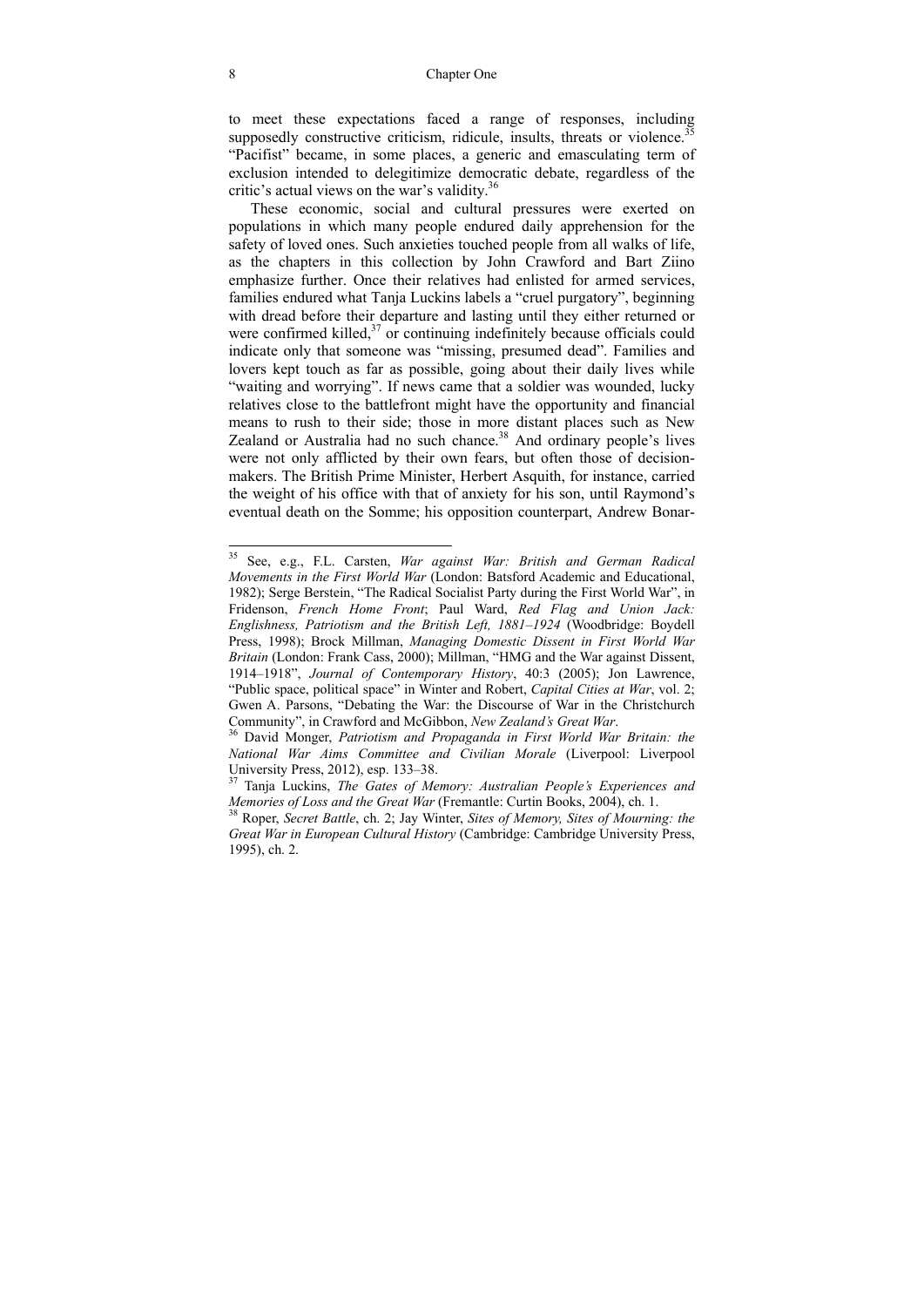to meet these expectations faced a range of responses, including supposedly constructive criticism, ridicule, insults, threats or violence.[35] "Pacifist" became, in some places, a generic and emasculating term of exclusion intended to delegitimize democratic debate, regardless of the critic's actual views on the war's validity.[36]

These economic, social and cultural pressures were exerted on populations in which many people endured daily apprehension for the safety of loved ones. Such anxieties touched people from all walks of life, as the chapters in this collection by John Crawford and Bart Ziino emphasize further. Once their relatives had enlisted for armed services, families endured what Tanja Luckins labels a "cruel purgatory", beginning with dread before their departure and lasting until they either returned or were confirmed killed,[37] or continuing indefinitely because officials could indicate only that someone was "missing, presumed dead". Families and lovers kept touch as far as possible, going about their daily lives while "waiting and worrying". If news came that a soldier was wounded, lucky relatives close to the battlefront might have the opportunity and financial means to rush to their side; those in more distant places such as New Zealand or Australia had no such chance.[38] And ordinary people's lives were not only afflicted by their own fears, but often those of decision-makers. The British Prime Minister, Herbert Asquith, for instance, carried the weight of his office with that of anxiety for his son, until Raymond's eventual death on the Somme; his opposition counterpart, Andrew Bonar-

---

[35] See, e.g., F.L. Carsten, *War against War: British and German Radical Movements in the First World War* (London: Batsford Academic and Educational, 1982); Serge Berstein, "The Radical Socialist Party during the First World War", in Fridenson, *French Home Front*; Paul Ward, *Red Flag and Union Jack: Englishness, Patriotism and the British Left, 1881–1924* (Woodbridge: Boydell Press, 1998); Brock Millman, *Managing Domestic Dissent in First World War Britain* (London: Frank Cass, 2000); Millman, "HMG and the War against Dissent, 1914–1918", *Journal of Contemporary History*, 40:3 (2005); Jon Lawrence, "Public space, political space" in Winter and Robert, *Capital Cities at War*, vol. 2; Gwen A. Parsons, "Debating the War: the Discourse of War in the Christchurch Community", in Crawford and McGibbon, *New Zealand's Great War*.

[36] David Monger, *Patriotism and Propaganda in First World War Britain: the National War Aims Committee and Civilian Morale* (Liverpool: Liverpool University Press, 2012), esp. 133–38.

[37] Tanja Luckins, *The Gates of Memory: Australian People's Experiences and Memories of Loss and the Great War* (Fremantle: Curtin Books, 2004), ch. 1.

[38] Roper, *Secret Battle*, ch. 2; Jay Winter, *Sites of Memory, Sites of Mourning: the Great War in European Cultural History* (Cambridge: Cambridge University Press, 1995), ch. 2.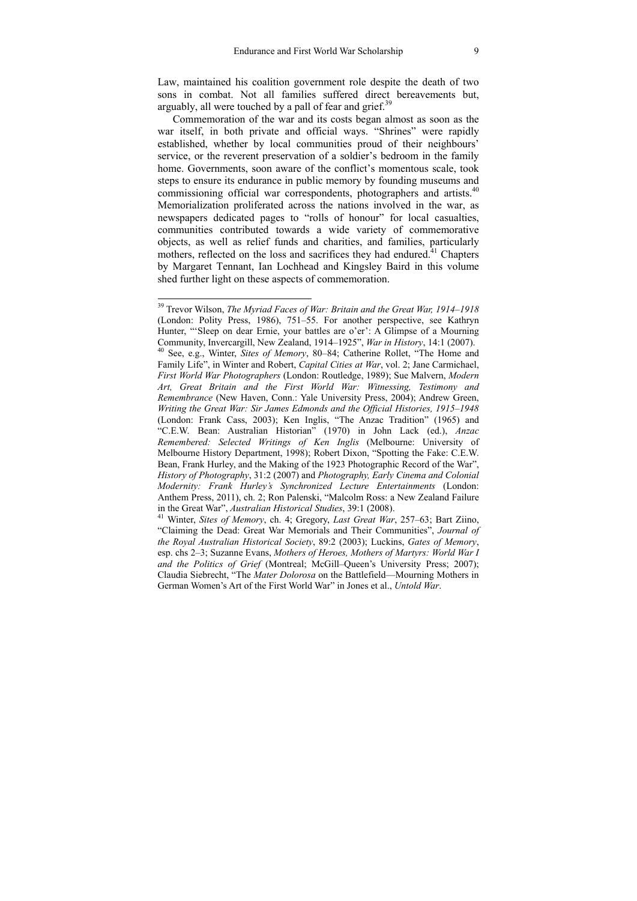Law, maintained his coalition government role despite the death of two sons in combat. Not all families suffered direct bereavements but, arguably, all were touched by a pall of fear and grief.[39]

Commemoration of the war and its costs began almost as soon as the war itself, in both private and official ways. "Shrines" were rapidly established, whether by local communities proud of their neighbours' service, or the reverent preservation of a soldier's bedroom in the family home. Governments, soon aware of the conflict's momentous scale, took steps to ensure its endurance in public memory by founding museums and commissioning official war correspondents, photographers and artists.[40] Memorialization proliferated across the nations involved in the war, as newspapers dedicated pages to "rolls of honour" for local casualties, communities contributed towards a wide variety of commemorative objects, as well as relief funds and charities, and families, particularly mothers, reflected on the loss and sacrifices they had endured.[41] Chapters by Margaret Tennant, Ian Lochhead and Kingsley Baird in this volume shed further light on these aspects of commemoration.

---

[39] Trevor Wilson, *The Myriad Faces of War: Britain and the Great War, 1914–1918* (London: Polity Press, 1986), 751–55. For another perspective, see Kathryn Hunter, "'Sleep on dear Ernie, your battles are o'er': A Glimpse of a Mourning Community, Invercargill, New Zealand, 1914–1925", *War in History*, 14:1 (2007).

[40] See, e.g., Winter, *Sites of Memory*, 80–84; Catherine Rollet, "The Home and Family Life", in Winter and Robert, *Capital Cities at War*, vol. 2; Jane Carmichael, *First World War Photographers* (London: Routledge, 1989); Sue Malvern, *Modern Art, Great Britain and the First World War: Witnessing, Testimony and Remembrance* (New Haven, Conn.: Yale University Press, 2004); Andrew Green, *Writing the Great War: Sir James Edmonds and the Official Histories, 1915–1948* (London: Frank Cass, 2003); Ken Inglis, "The Anzac Tradition" (1965) and "C.E.W. Bean: Australian Historian" (1970) in John Lack (ed.), *Anzac Remembered: Selected Writings of Ken Inglis* (Melbourne: University of Melbourne History Department, 1998); Robert Dixon, "Spotting the Fake: C.E.W. Bean, Frank Hurley, and the Making of the 1923 Photographic Record of the War", *History of Photography*, 31:2 (2007) and *Photography, Early Cinema and Colonial Modernity: Frank Hurley's Synchronized Lecture Entertainments* (London: Anthem Press, 2011), ch. 2; Ron Palenski, "Malcolm Ross: a New Zealand Failure in the Great War", *Australian Historical Studies*, 39:1 (2008).

[41] Winter, *Sites of Memory*, ch. 4; Gregory, *Last Great War*, 257–63; Bart Ziino, "Claiming the Dead: Great War Memorials and Their Communities", *Journal of the Royal Australian Historical Society*, 89:2 (2003); Luckins, *Gates of Memory*, esp. chs 2–3; Suzanne Evans, *Mothers of Heroes, Mothers of Martyrs: World War I and the Politics of Grief* (Montreal; McGill–Queen's University Press; 2007); Claudia Siebrecht, "The *Mater Dolorosa* on the Battlefield—Mourning Mothers in German Women's Art of the First World War" in Jones et al., *Untold War*.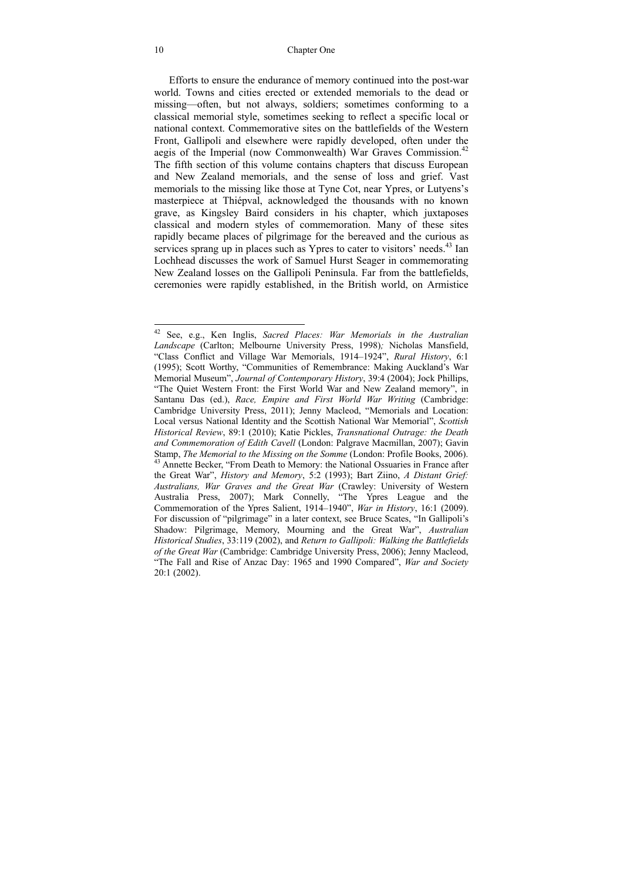Efforts to ensure the endurance of memory continued into the post-war world. Towns and cities erected or extended memorials to the dead or missing—often, but not always, soldiers; sometimes conforming to a classical memorial style, sometimes seeking to reflect a specific local or national context. Commemorative sites on the battlefields of the Western Front, Gallipoli and elsewhere were rapidly developed, often under the aegis of the Imperial (now Commonwealth) War Graves Commission.[42] The fifth section of this volume contains chapters that discuss European and New Zealand memorials, and the sense of loss and grief. Vast memorials to the missing like those at Tyne Cot, near Ypres, or Lutyens's masterpiece at Thiépval, acknowledged the thousands with no known grave, as Kingsley Baird considers in his chapter, which juxtaposes classical and modern styles of commemoration. Many of these sites rapidly became places of pilgrimage for the bereaved and the curious as services sprang up in places such as Ypres to cater to visitors' needs.[43] Ian Lochhead discusses the work of Samuel Hurst Seager in commemorating New Zealand losses on the Gallipoli Peninsula. Far from the battlefields, ceremonies were rapidly established, in the British world, on Armistice

---

[42] See, e.g., Ken Inglis, *Sacred Places: War Memorials in the Australian Landscape* (Carlton; Melbourne University Press, 1998); Nicholas Mansfield, "Class Conflict and Village War Memorials, 1914–1924", *Rural History*, 6:1 (1995); Scott Worthy, "Communities of Remembrance: Making Auckland's War Memorial Museum", *Journal of Contemporary History*, 39:4 (2004); Jock Phillips, "The Quiet Western Front: the First World War and New Zealand memory", in Santanu Das (ed.), *Race, Empire and First World War Writing* (Cambridge: Cambridge University Press, 2011); Jenny Macleod, "Memorials and Location: Local versus National Identity and the Scottish National War Memorial", *Scottish Historical Review*, 89:1 (2010); Katie Pickles, *Transnational Outrage: the Death and Commemoration of Edith Cavell* (London: Palgrave Macmillan, 2007); Gavin Stamp, *The Memorial to the Missing on the Somme* (London: Profile Books, 2006).

[43] Annette Becker, "From Death to Memory: the National Ossuaries in France after the Great War", *History and Memory*, 5:2 (1993); Bart Ziino, *A Distant Grief: Australians, War Graves and the Great War* (Crawley: University of Western Australia Press, 2007); Mark Connelly, "The Ypres League and the Commemoration of the Ypres Salient, 1914–1940", *War in History*, 16:1 (2009). For discussion of "pilgrimage" in a later context, see Bruce Scates, "In Gallipoli's Shadow: Pilgrimage, Memory, Mourning and the Great War", *Australian Historical Studies*, 33:119 (2002), and *Return to Gallipoli: Walking the Battlefields of the Great War* (Cambridge: Cambridge University Press, 2006); Jenny Macleod, "The Fall and Rise of Anzac Day: 1965 and 1990 Compared", *War and Society* 20:1 (2002).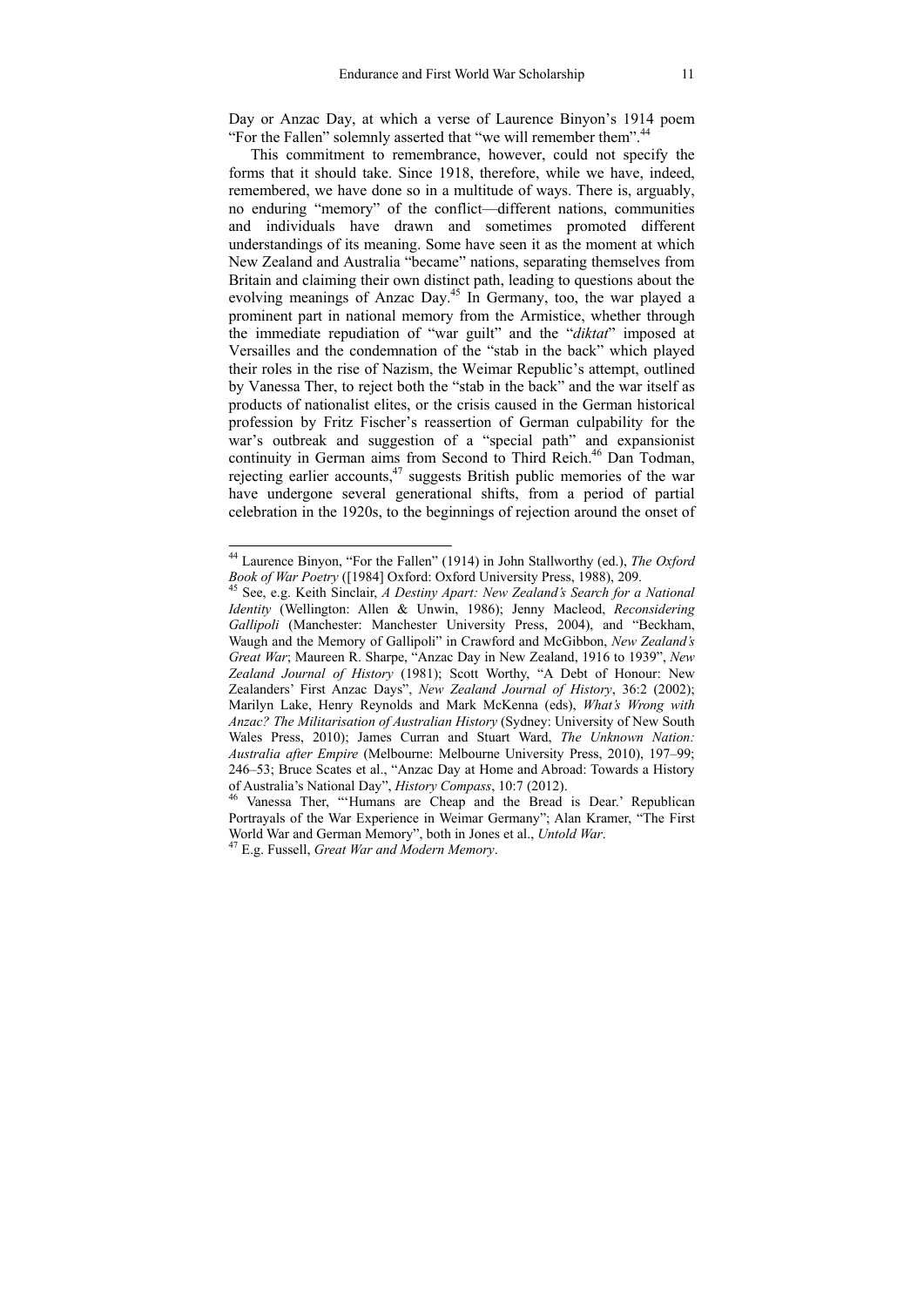Day or Anzac Day, at which a verse of Laurence Binyon's 1914 poem "For the Fallen" solemnly asserted that "we will remember them".[44]

This commitment to remembrance, however, could not specify the forms that it should take. Since 1918, therefore, while we have, indeed, remembered, we have done so in a multitude of ways. There is, arguably, no enduring "memory" of the conflict—different nations, communities and individuals have drawn and sometimes promoted different understandings of its meaning. Some have seen it as the moment at which New Zealand and Australia "became" nations, separating themselves from Britain and claiming their own distinct path, leading to questions about the evolving meanings of Anzac Day.[45] In Germany, too, the war played a prominent part in national memory from the Armistice, whether through the immediate repudiation of "war guilt" and the "*diktat*" imposed at Versailles and the condemnation of the "stab in the back" which played their roles in the rise of Nazism, the Weimar Republic's attempt, outlined by Vanessa Ther, to reject both the "stab in the back" and the war itself as products of nationalist elites, or the crisis caused in the German historical profession by Fritz Fischer's reassertion of German culpability for the war's outbreak and suggestion of a "special path" and expansionist continuity in German aims from Second to Third Reich.[46] Dan Todman, rejecting earlier accounts,[47] suggests British public memories of the war have undergone several generational shifts, from a period of partial celebration in the 1920s, to the beginnings of rejection around the onset of

---

[44] Laurence Binyon, "For the Fallen" (1914) in John Stallworthy (ed.), *The Oxford Book of War Poetry* ([1984] Oxford: Oxford University Press, 1988), 209.

[45] See, e.g. Keith Sinclair, *A Destiny Apart: New Zealand's Search for a National Identity* (Wellington: Allen & Unwin, 1986); Jenny Macleod, *Reconsidering Gallipoli* (Manchester: Manchester University Press, 2004), and "Beckham, Waugh and the Memory of Gallipoli" in Crawford and McGibbon, *New Zealand's Great War*; Maureen R. Sharpe, "Anzac Day in New Zealand, 1916 to 1939", *New Zealand Journal of History* (1981); Scott Worthy, "A Debt of Honour: New Zealanders' First Anzac Days", *New Zealand Journal of History*, 36:2 (2002); Marilyn Lake, Henry Reynolds and Mark McKenna (eds), *What's Wrong with Anzac? The Militarisation of Australian History* (Sydney: University of New South Wales Press, 2010); James Curran and Stuart Ward, *The Unknown Nation: Australia after Empire* (Melbourne: Melbourne University Press, 2010), 197–99; 246–53; Bruce Scates et al., "Anzac Day at Home and Abroad: Towards a History of Australia's National Day", *History Compass*, 10:7 (2012).

[46] Vanessa Ther, "'Humans are Cheap and the Bread is Dear.' Republican Portrayals of the War Experience in Weimar Germany"; Alan Kramer, "The First World War and German Memory", both in Jones et al., *Untold War*.

[47] E.g. Fussell, *Great War and Modern Memory*.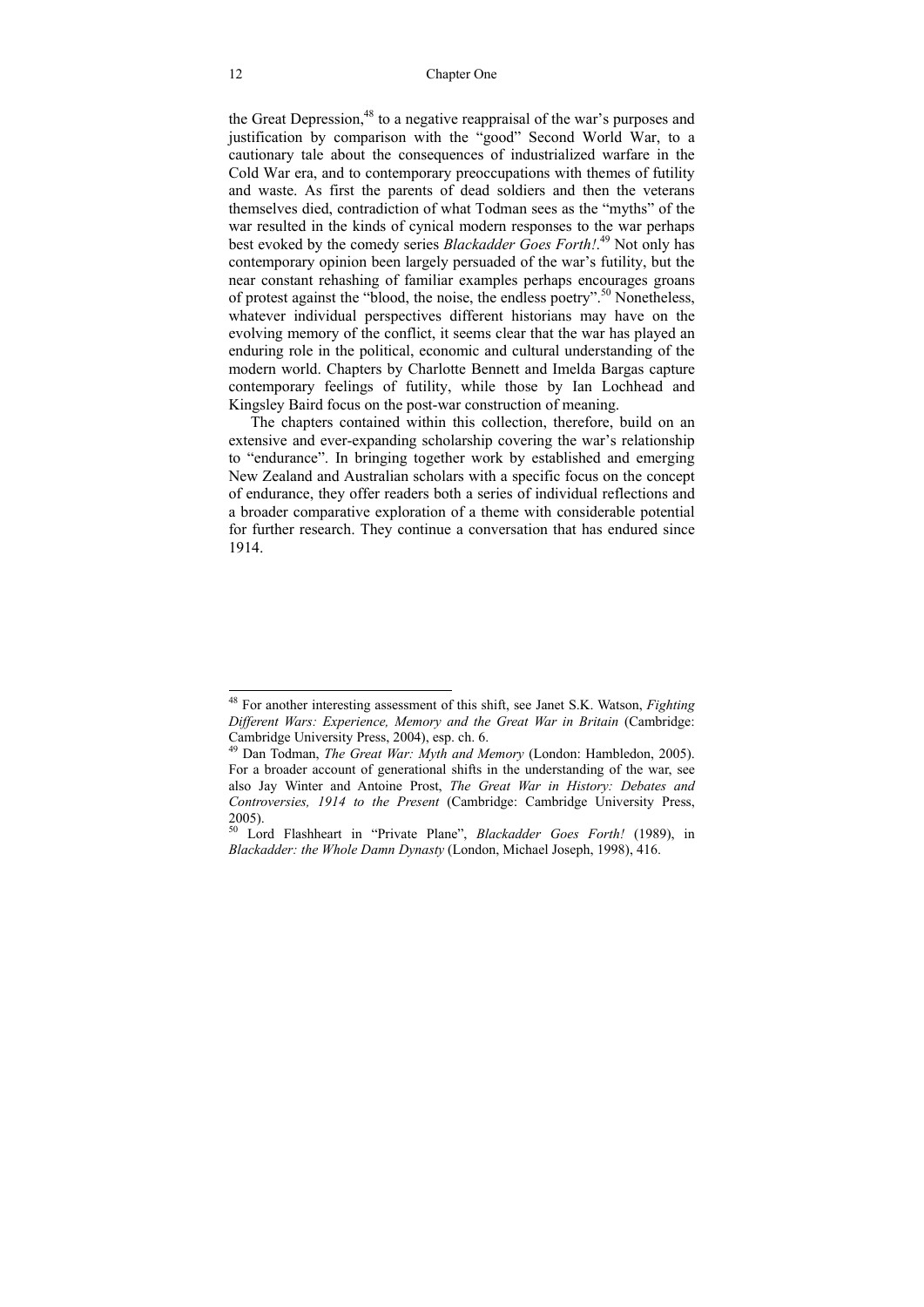the Great Depression,[48] to a negative reappraisal of the war's purposes and justification by comparison with the "good" Second World War, to a cautionary tale about the consequences of industrialized warfare in the Cold War era, and to contemporary preoccupations with themes of futility and waste. As first the parents of dead soldiers and then the veterans themselves died, contradiction of what Todman sees as the "myths" of the war resulted in the kinds of cynical modern responses to the war perhaps best evoked by the comedy series *Blackadder Goes Forth!*.[49] Not only has contemporary opinion been largely persuaded of the war's futility, but the near constant rehashing of familiar examples perhaps encourages groans of protest against the "blood, the noise, the endless poetry".[50] Nonetheless, whatever individual perspectives different historians may have on the evolving memory of the conflict, it seems clear that the war has played an enduring role in the political, economic and cultural understanding of the modern world. Chapters by Charlotte Bennett and Imelda Bargas capture contemporary feelings of futility, while those by Ian Lochhead and Kingsley Baird focus on the post-war construction of meaning.

The chapters contained within this collection, therefore, build on an extensive and ever-expanding scholarship covering the war's relationship to "endurance". In bringing together work by established and emerging New Zealand and Australian scholars with a specific focus on the concept of endurance, they offer readers both a series of individual reflections and a broader comparative exploration of a theme with considerable potential for further research. They continue a conversation that has endured since 1914.

---

[48] For another interesting assessment of this shift, see Janet S.K. Watson, *Fighting Different Wars: Experience, Memory and the Great War in Britain* (Cambridge: Cambridge University Press, 2004), esp. ch. 6.

[49] Dan Todman, *The Great War: Myth and Memory* (London: Hambledon, 2005). For a broader account of generational shifts in the understanding of the war, see also Jay Winter and Antoine Prost, *The Great War in History: Debates and Controversies, 1914 to the Present* (Cambridge: Cambridge University Press, 2005).

[50] Lord Flashheart in "Private Plane", *Blackadder Goes Forth!* (1989), in *Blackadder: the Whole Damn Dynasty* (London, Michael Joseph, 1998), 416.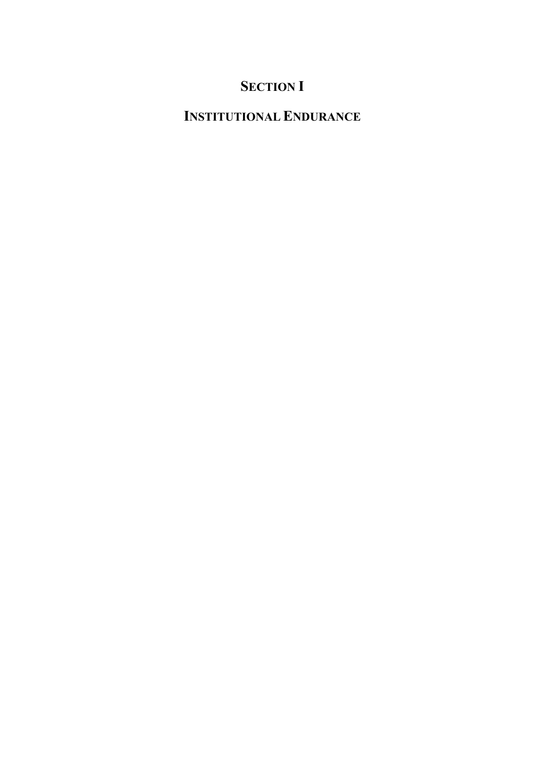# SECTION I

# INSTITUTIONAL ENDURANCE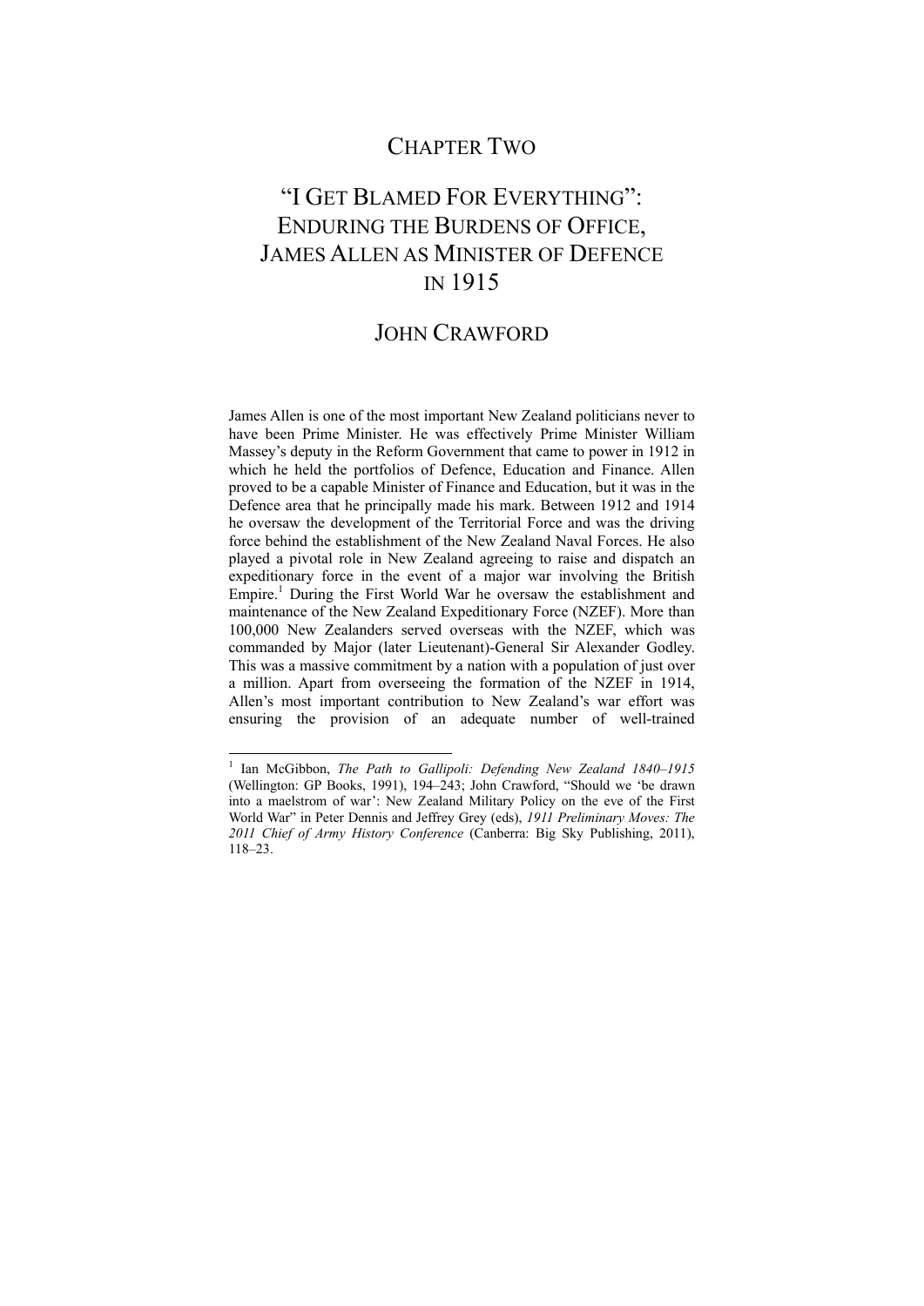# CHAPTER TWO

# "I GET BLAMED FOR EVERYTHING": ENDURING THE BURDENS OF OFFICE, JAMES ALLEN AS MINISTER OF DEFENCE IN 1915

## JOHN CRAWFORD

James Allen is one of the most important New Zealand politicians never to have been Prime Minister. He was effectively Prime Minister William Massey's deputy in the Reform Government that came to power in 1912 in which he held the portfolios of Defence, Education and Finance. Allen proved to be a capable Minister of Finance and Education, but it was in the Defence area that he principally made his mark. Between 1912 and 1914 he oversaw the development of the Territorial Force and was the driving force behind the establishment of the New Zealand Naval Forces. He also played a pivotal role in New Zealand agreeing to raise and dispatch an expeditionary force in the event of a major war involving the British Empire.[1] During the First World War he oversaw the establishment and maintenance of the New Zealand Expeditionary Force (NZEF). More than 100,000 New Zealanders served overseas with the NZEF, which was commanded by Major (later Lieutenant)-General Sir Alexander Godley. This was a massive commitment by a nation with a population of just over a million. Apart from overseeing the formation of the NZEF in 1914, Allen's most important contribution to New Zealand's war effort was ensuring the provision of an adequate number of well-trained

---

[1] Ian McGibbon, *The Path to Gallipoli: Defending New Zealand 1840–1915* (Wellington: GP Books, 1991), 194–243; John Crawford, "Should we 'be drawn into a maelstrom of war': New Zealand Military Policy on the eve of the First World War" in Peter Dennis and Jeffrey Grey (eds), *1911 Preliminary Moves: The 2011 Chief of Army History Conference* (Canberra: Big Sky Publishing, 2011), 118–23.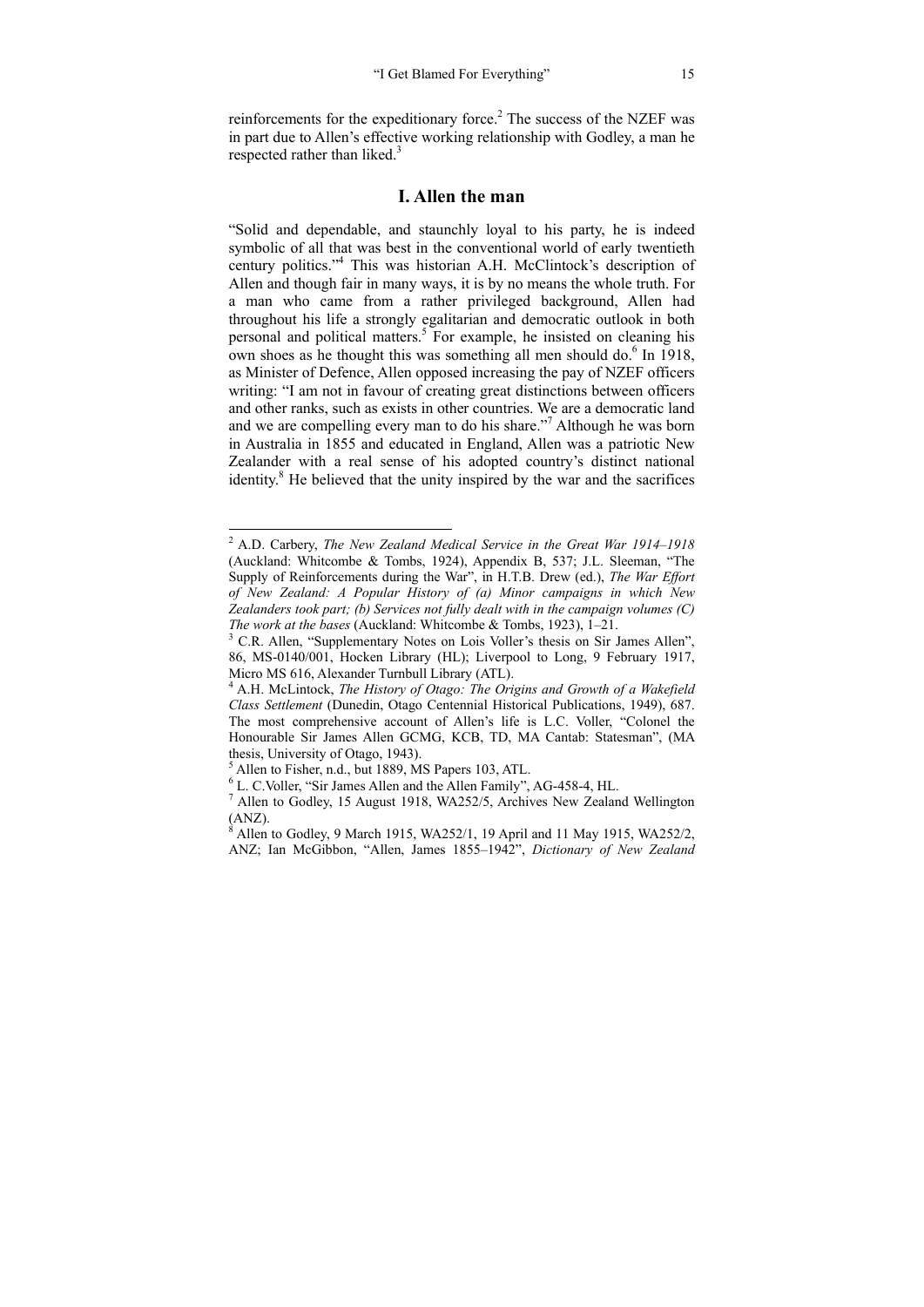reinforcements for the expeditionary force.[2] The success of the NZEF was in part due to Allen's effective working relationship with Godley, a man he respected rather than liked.[3]

## I. Allen the man

"Solid and dependable, and staunchly loyal to his party, he is indeed symbolic of all that was best in the conventional world of early twentieth century politics."[4] This was historian A.H. McClintock's description of Allen and though fair in many ways, it is by no means the whole truth. For a man who came from a rather privileged background, Allen had throughout his life a strongly egalitarian and democratic outlook in both personal and political matters.[5] For example, he insisted on cleaning his own shoes as he thought this was something all men should do.[6] In 1918, as Minister of Defence, Allen opposed increasing the pay of NZEF officers writing: "I am not in favour of creating great distinctions between officers and other ranks, such as exists in other countries. We are a democratic land and we are compelling every man to do his share."[7] Although he was born in Australia in 1855 and educated in England, Allen was a patriotic New Zealander with a real sense of his adopted country's distinct national identity.[8] He believed that the unity inspired by the war and the sacrifices

---

[2] A.D. Carbery, *The New Zealand Medical Service in the Great War 1914–1918* (Auckland: Whitcombe & Tombs, 1924), Appendix B, 537; J.L. Sleeman, "The Supply of Reinforcements during the War", in H.T.B. Drew (ed.), *The War Effort of New Zealand: A Popular History of (a) Minor campaigns in which New Zealanders took part; (b) Services not fully dealt with in the campaign volumes (C) The work at the bases* (Auckland: Whitcombe & Tombs, 1923), 1–21.

[3] C.R. Allen, "Supplementary Notes on Lois Voller's thesis on Sir James Allen", 86, MS-0140/001, Hocken Library (HL); Liverpool to Long, 9 February 1917, Micro MS 616, Alexander Turnbull Library (ATL).

[4] A.H. McLintock, *The History of Otago: The Origins and Growth of a Wakefield Class Settlement* (Dunedin, Otago Centennial Historical Publications, 1949), 687. The most comprehensive account of Allen's life is L.C. Voller, "Colonel the Honourable Sir James Allen GCMG, KCB, TD, MA Cantab: Statesman", (MA thesis, University of Otago, 1943).

[5] Allen to Fisher, n.d., but 1889, MS Papers 103, ATL.

[6] L. C.Voller, "Sir James Allen and the Allen Family", AG-458-4, HL.

[7] Allen to Godley, 15 August 1918, WA252/5, Archives New Zealand Wellington (ANZ).

[8] Allen to Godley, 9 March 1915, WA252/1, 19 April and 11 May 1915, WA252/2, ANZ; Ian McGibbon, "Allen, James 1855–1942", *Dictionary of New Zealand*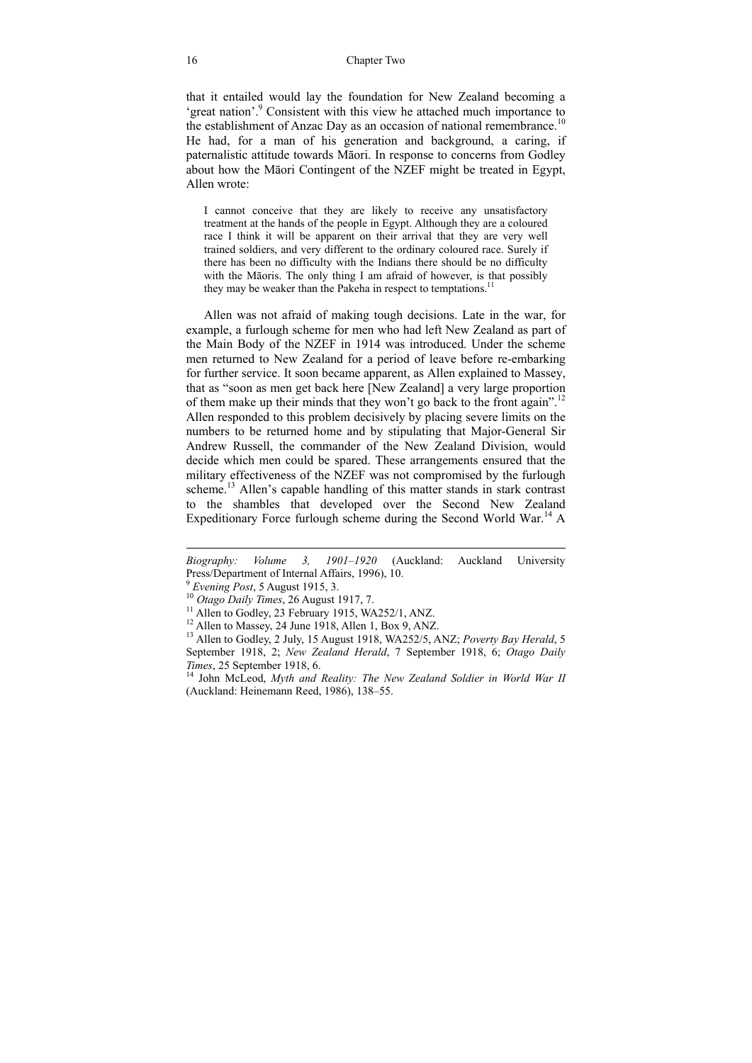that it entailed would lay the foundation for New Zealand becoming a 'great nation'.[9] Consistent with this view he attached much importance to the establishment of Anzac Day as an occasion of national remembrance.[10] He had, for a man of his generation and background, a caring, if paternalistic attitude towards Māori. In response to concerns from Godley about how the Māori Contingent of the NZEF might be treated in Egypt, Allen wrote:

> I cannot conceive that they are likely to receive any unsatisfactory treatment at the hands of the people in Egypt. Although they are a coloured race I think it will be apparent on their arrival that they are very well trained soldiers, and very different to the ordinary coloured race. Surely if there has been no difficulty with the Indians there should be no difficulty with the Māoris. The only thing I am afraid of however, is that possibly they may be weaker than the Pakeha in respect to temptations.[11]

Allen was not afraid of making tough decisions. Late in the war, for example, a furlough scheme for men who had left New Zealand as part of the Main Body of the NZEF in 1914 was introduced. Under the scheme men returned to New Zealand for a period of leave before re-embarking for further service. It soon became apparent, as Allen explained to Massey, that as "soon as men get back here [New Zealand] a very large proportion of them make up their minds that they won't go back to the front again".[12] Allen responded to this problem decisively by placing severe limits on the numbers to be returned home and by stipulating that Major-General Sir Andrew Russell, the commander of the New Zealand Division, would decide which men could be spared. These arrangements ensured that the military effectiveness of the NZEF was not compromised by the furlough scheme.[13] Allen's capable handling of this matter stands in stark contrast to the shambles that developed over the Second New Zealand Expeditionary Force furlough scheme during the Second World War.[14] A

---

*Biography: Volume 3, 1901–1920* (Auckland: Auckland University Press/Department of Internal Affairs, 1996), 10.

[9] *Evening Post*, 5 August 1915, 3.

[10] *Otago Daily Times*, 26 August 1917, 7.

[11] Allen to Godley, 23 February 1915, WA252/1, ANZ.

[12] Allen to Massey, 24 June 1918, Allen 1, Box 9, ANZ.

[13] Allen to Godley, 2 July, 15 August 1918, WA252/5, ANZ; *Poverty Bay Herald*, 5 September 1918, 2; *New Zealand Herald*, 7 September 1918, 6; *Otago Daily Times*, 25 September 1918, 6.

[14] John McLeod, *Myth and Reality: The New Zealand Soldier in World War II* (Auckland: Heinemann Reed, 1986), 138–55.